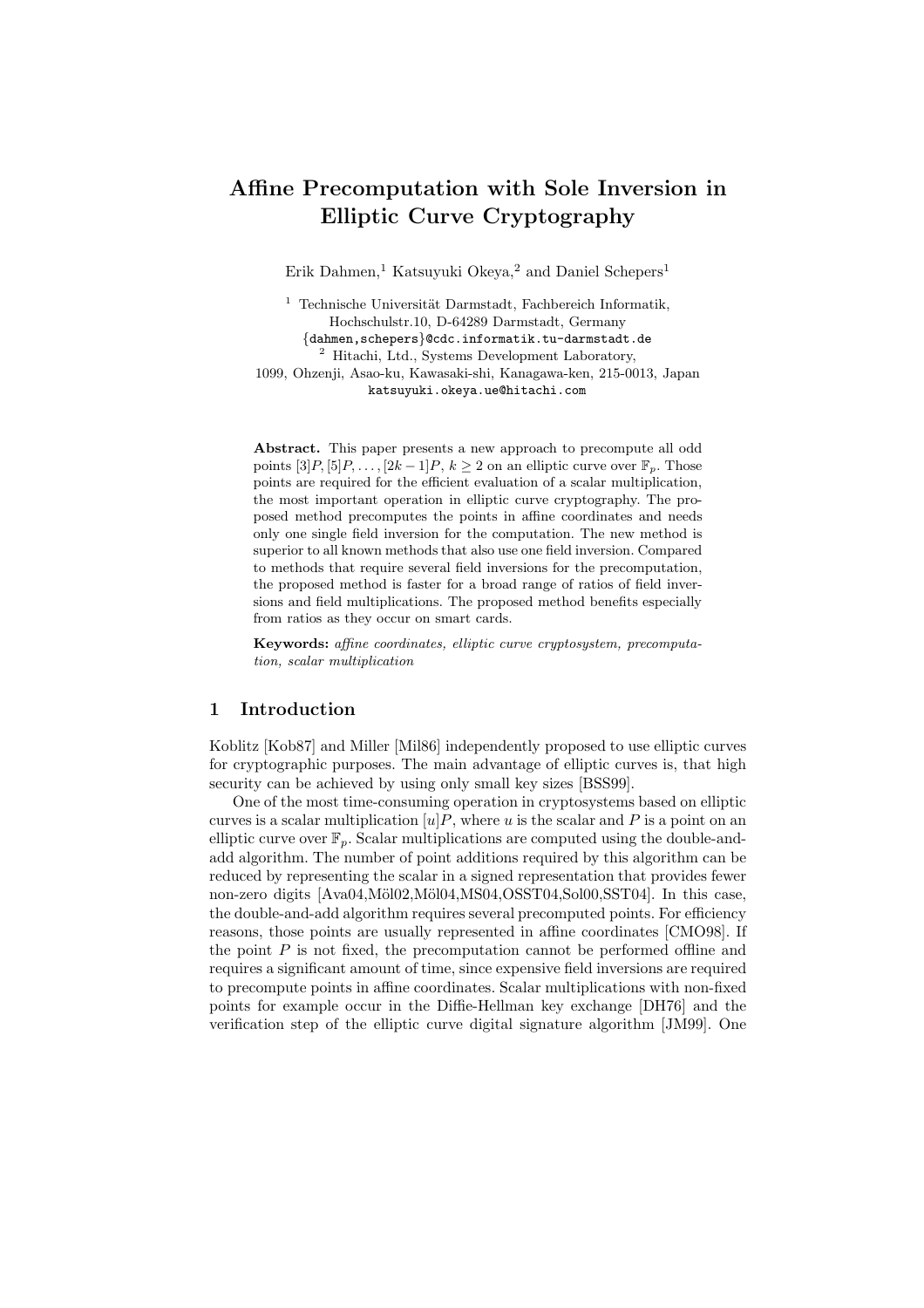# Affine Precomputation with Sole Inversion in Elliptic Curve Cryptography

Erik Dahmen,[1] Katsuyuki Okeya,[2] and Daniel Schepers[1]

[1] Technische Universität Darmstadt, Fachbereich Informatik, Hochschulstr.10, D-64289 Darmstadt, Germany
{dahmen,schepers}@cdc.informatik.tu-darmstadt.de

[2] Hitachi, Ltd., Systems Development Laboratory, 1099, Ohzenji, Asao-ku, Kawasaki-shi, Kanagawa-ken, 215-0013, Japan
katsuyuki.okeya.ue@hitachi.com

**Abstract.** This paper presents a new approach to precompute all odd points $[3]P, [5]P, \ldots, [2k-1]P$, $k \geq 2$ on an elliptic curve over $\mathbb{F}_p$. Those points are required for the efficient evaluation of a scalar multiplication, the most important operation in elliptic curve cryptography. The proposed method precomputes the points in affine coordinates and needs only one single field inversion for the computation. The new method is superior to all known methods that also use one field inversion. Compared to methods that require several field inversions for the precomputation, the proposed method is faster for a broad range of ratios of field inversions and field multiplications. The proposed method benefits especially from ratios as they occur on smart cards.

**Keywords:** *affine coordinates, elliptic curve cryptosystem, precomputation, scalar multiplication*

## 1 Introduction

Koblitz [Kob87] and Miller [Mil86] independently proposed to use elliptic curves for cryptographic purposes. The main advantage of elliptic curves is, that high security can be achieved by using only small key sizes [BSS99].

One of the most time-consuming operation in cryptosystems based on elliptic curves is a scalar multiplication $[u]P$, where $u$ is the scalar and $P$ is a point on an elliptic curve over $\mathbb{F}_p$. Scalar multiplications are computed using the double-and-add algorithm. The number of point additions required by this algorithm can be reduced by representing the scalar in a signed representation that provides fewer non-zero digits [Ava04,Möl02,Möl04,MS04,OSST04,Sol00,SST04]. In this case, the double-and-add algorithm requires several precomputed points. For efficiency reasons, those points are usually represented in affine coordinates [CMO98]. If the point $P$ is not fixed, the precomputation cannot be performed offline and requires a significant amount of time, since expensive field inversions are required to precompute points in affine coordinates. Scalar multiplications with non-fixed points for example occur in the Diffie-Hellman key exchange [DH76] and the verification step of the elliptic curve digital signature algorithm [JM99]. One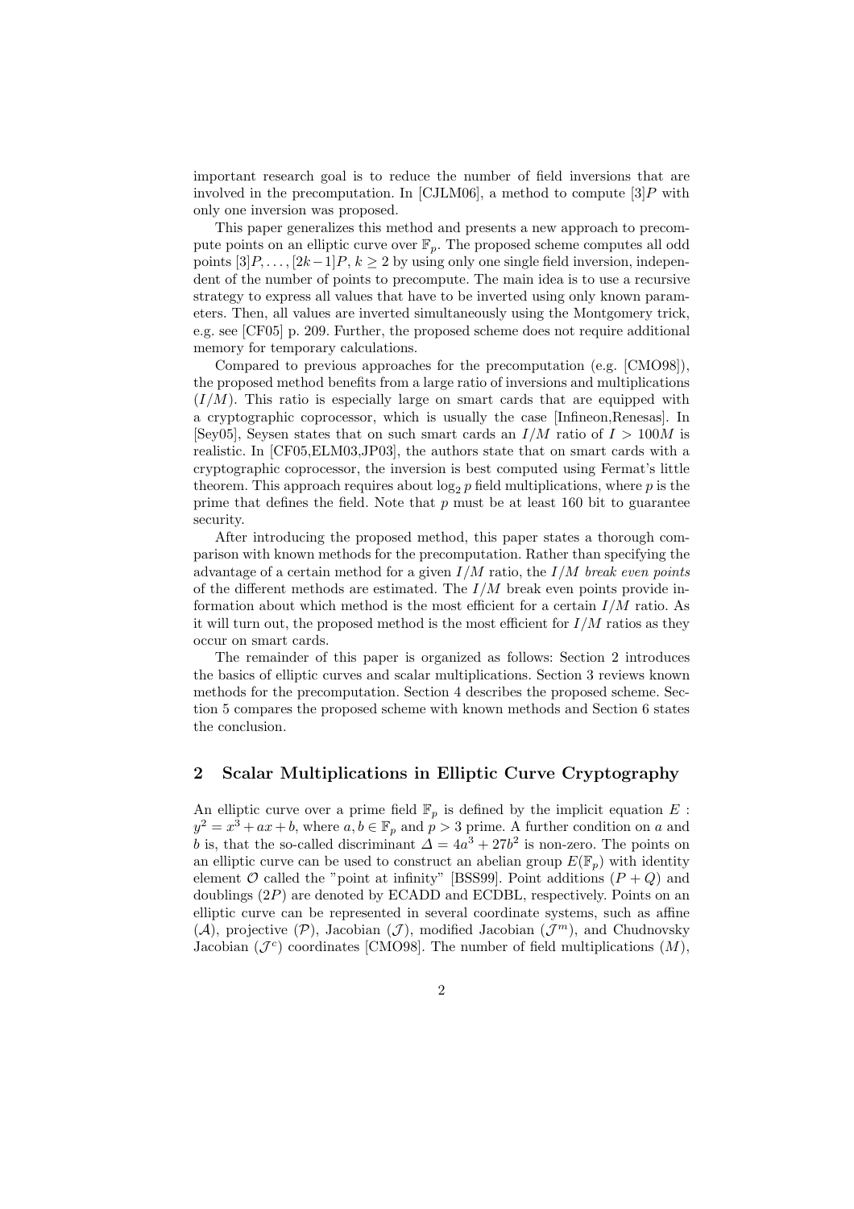important research goal is to reduce the number of field inversions that are involved in the precomputation. In [CJLM06], a method to compute $[3]P$ with only one inversion was proposed.

This paper generalizes this method and presents a new approach to precompute points on an elliptic curve over $\mathbb{F}_p$. The proposed scheme computes all odd points $[3]P, \ldots, [2k-1]P$, $k \geq 2$ by using only one single field inversion, independent of the number of points to precompute. The main idea is to use a recursive strategy to express all values that have to be inverted using only known parameters. Then, all values are inverted simultaneously using the Montgomery trick, e.g. see [CF05] p. 209. Further, the proposed scheme does not require additional memory for temporary calculations.

Compared to previous approaches for the precomputation (e.g. [CMO98]), the proposed method benefits from a large ratio of inversions and multiplications ($I/M$). This ratio is especially large on smart cards that are equipped with a cryptographic coprocessor, which is usually the case [Infineon,Renesas]. In [Sey05], Seysen states that on such smart cards an $I/M$ ratio of $I > 100M$ is realistic. In [CF05,ELM03,JP03], the authors state that on smart cards with a cryptographic coprocessor, the inversion is best computed using Fermat's little theorem. This approach requires about $\log_2 p$ field multiplications, where $p$ is the prime that defines the field. Note that $p$ must be at least 160 bit to guarantee security.

After introducing the proposed method, this paper states a thorough comparison with known methods for the precomputation. Rather than specifying the advantage of a certain method for a given $I/M$ ratio, the $I/M$ *break even points* of the different methods are estimated. The $I/M$ break even points provide information about which method is the most efficient for a certain $I/M$ ratio. As it will turn out, the proposed method is the most efficient for $I/M$ ratios as they occur on smart cards.

The remainder of this paper is organized as follows: Section 2 introduces the basics of elliptic curves and scalar multiplications. Section 3 reviews known methods for the precomputation. Section 4 describes the proposed scheme. Section 5 compares the proposed scheme with known methods and Section 6 states the conclusion.

## 2 Scalar Multiplications in Elliptic Curve Cryptography

An elliptic curve over a prime field $\mathbb{F}_p$ is defined by the implicit equation $E : y^2 = x^3 + ax + b$, where $a, b \in \mathbb{F}_p$ and $p > 3$ prime. A further condition on $a$ and $b$ is, that the so-called discriminant $\Delta = 4a^3 + 27b^2$ is non-zero. The points on an elliptic curve can be used to construct an abelian group $E(\mathbb{F}_p)$ with identity element $\mathcal{O}$ called the "point at infinity" [BSS99]. Point additions $(P + Q)$ and doublings $(2P)$ are denoted by ECADD and ECDBL, respectively. Points on an elliptic curve can be represented in several coordinate systems, such as affine ($\mathcal{A}$), projective ($\mathcal{P}$), Jacobian ($\mathcal{J}$), modified Jacobian ($\mathcal{J}^m$), and Chudnovsky Jacobian ($\mathcal{J}^c$) coordinates [CMO98]. The number of field multiplications ($M$),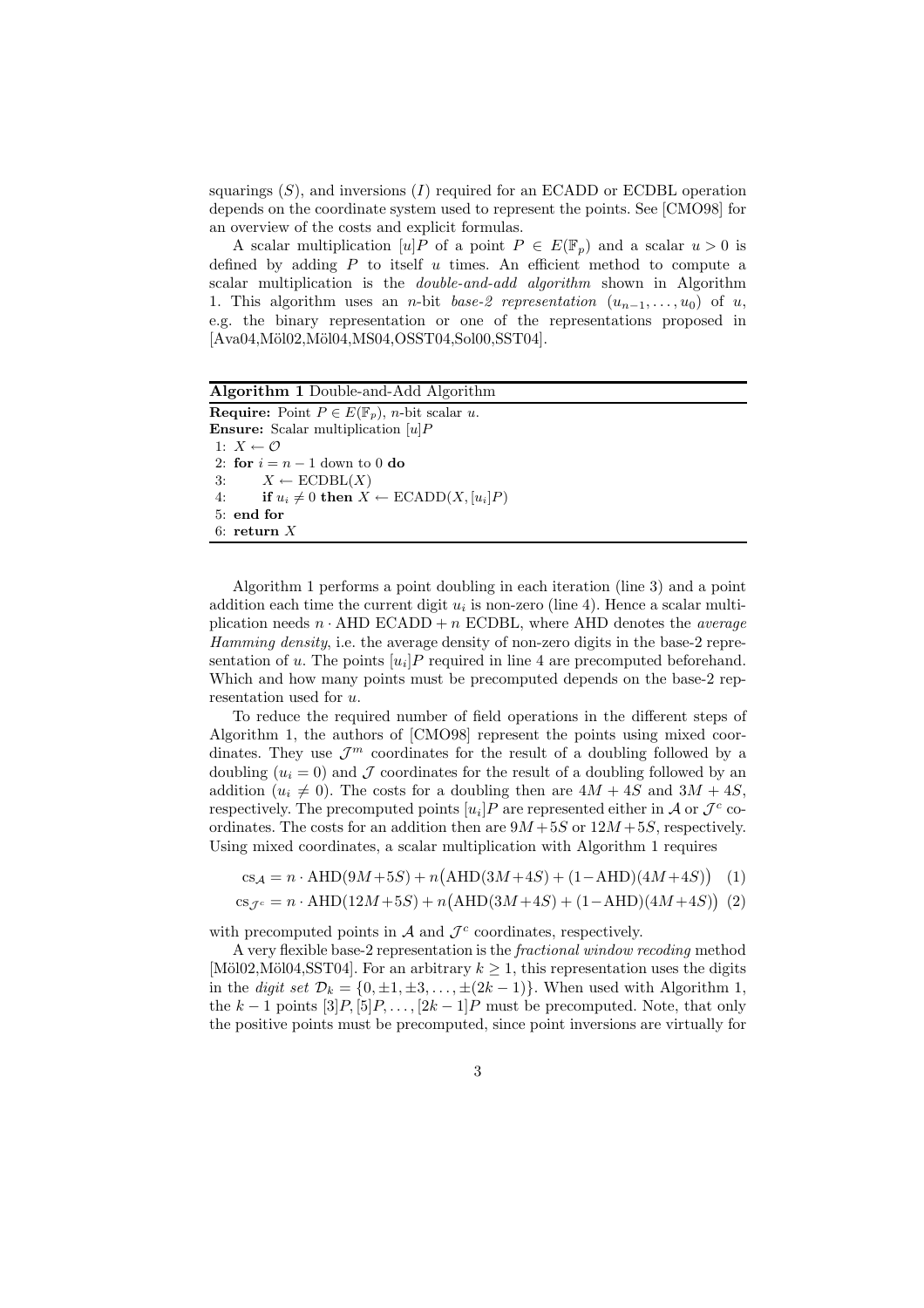squarings ($S$), and inversions ($I$) required for an ECADD or ECDBL operation depends on the coordinate system used to represent the points. See [CMO98] for an overview of the costs and explicit formulas.

A scalar multiplication $[u]P$ of a point $P \in E(\mathbb{F}_p)$ and a scalar $u > 0$ is defined by adding $P$ to itself $u$ times. An efficient method to compute a scalar multiplication is the *double-and-add algorithm* shown in Algorithm 1. This algorithm uses an $n$-bit *base-2 representation* $(u_{n-1}, \ldots, u_0)$ of $u$, e.g. the binary representation or one of the representations proposed in [Ava04,Möl02,Möl04,MS04,OSST04,Sol00,SST04].

**Algorithm 1** Double-and-Add Algorithm

**Require:** Point $P \in E(\mathbb{F}_p)$, $n$-bit scalar $u$.
**Ensure:** Scalar multiplication $[u]P$

1: $X \leftarrow \mathcal{O}$
2: **for** $i = n-1$ down to 0 **do**
3: $\quad X \leftarrow \text{ECDBL}(X)$
4: $\quad$ **if** $u_i \neq 0$ **then** $X \leftarrow \text{ECADD}(X, [u_i]P)$
5: **end for**
6: **return** $X$

Algorithm 1 performs a point doubling in each iteration (line 3) and a point addition each time the current digit $u_i$ is non-zero (line 4). Hence a scalar multiplication needs $n \cdot \text{AHD}$ ECADD + $n$ ECDBL, where AHD denotes the *average Hamming density*, i.e. the average density of non-zero digits in the base-2 representation of $u$. The points $[u_i]P$ required in line 4 are precomputed beforehand. Which and how many points must be precomputed depends on the base-2 representation used for $u$.

To reduce the required number of field operations in the different steps of Algorithm 1, the authors of [CMO98] represent the points using mixed coordinates. They use $\mathcal{J}^m$ coordinates for the result of a doubling followed by a doubling ($u_i = 0$) and $\mathcal{J}$ coordinates for the result of a doubling followed by an addition ($u_i \neq 0$). The costs for a doubling then are $4M + 4S$ and $3M + 4S$, respectively. The precomputed points $[u_i]P$ are represented either in $\mathcal{A}$ or $\mathcal{J}^c$ coordinates. The costs for an addition then are $9M+5S$ or $12M+5S$, respectively. Using mixed coordinates, a scalar multiplication with Algorithm 1 requires

$$\text{cs}_{\mathcal{A}} = n \cdot \text{AHD}(9M+5S) + n\big(\text{AHD}(3M+4S) + (1-\text{AHD})(4M+4S)\big) \quad (1)$$

$$\text{cs}_{\mathcal{J}^c} = n \cdot \text{AHD}(12M+5S) + n\big(\text{AHD}(3M+4S) + (1-\text{AHD})(4M+4S)\big) \quad (2)$$

with precomputed points in $\mathcal{A}$ and $\mathcal{J}^c$ coordinates, respectively.

A very flexible base-2 representation is the *fractional window recoding* method [Möl02,Möl04,SST04]. For an arbitrary $k \geq 1$, this representation uses the digits in the *digit set* $\mathcal{D}_k = \{0, \pm 1, \pm 3, \ldots, \pm(2k-1)\}$. When used with Algorithm 1, the $k-1$ points $[3]P, [5]P, \ldots, [2k-1]P$ must be precomputed. Note, that only the positive points must be precomputed, since point inversions are virtually for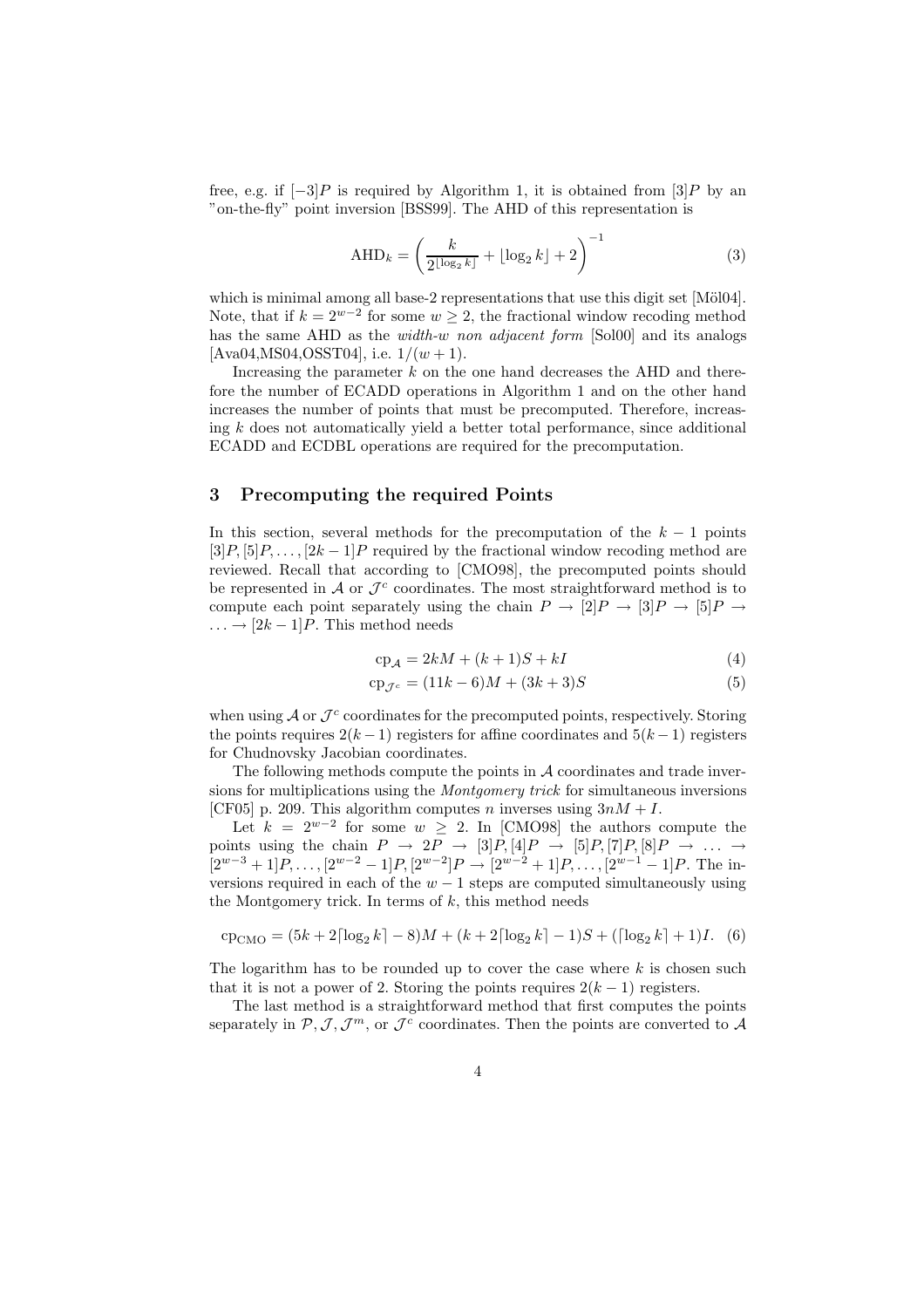free, e.g. if $[-3]P$ is required by Algorithm 1, it is obtained from $[3]P$ by an "on-the-fly" point inversion [BSS99]. The AHD of this representation is

$$\mathrm{AHD}_k = \left( \frac{k}{2^{\lfloor \log_2 k \rfloor}} + \lfloor \log_2 k \rfloor + 2 \right)^{-1} \tag{3}$$

which is minimal among all base-2 representations that use this digit set [Möl04]. Note, that if $k = 2^{w-2}$ for some $w \geq 2$, the fractional window recoding method has the same AHD as the *width-w non adjacent form* [Sol00] and its analogs [Ava04,MS04,OSST04], i.e. $1/(w+1)$.

Increasing the parameter $k$ on the one hand decreases the AHD and therefore the number of ECADD operations in Algorithm 1 and on the other hand increases the number of points that must be precomputed. Therefore, increasing $k$ does not automatically yield a better total performance, since additional ECADD and ECDBL operations are required for the precomputation.

## 3 Precomputing the required Points

In this section, several methods for the precomputation of the $k-1$ points $[3]P, [5]P, \ldots, [2k-1]P$ required by the fractional window recoding method are reviewed. Recall that according to [CMO98], the precomputed points should be represented in $\mathcal{A}$ or $\mathcal{J}^c$ coordinates. The most straightforward method is to compute each point separately using the chain $P \rightarrow [2]P \rightarrow [3]P \rightarrow [5]P \rightarrow \ldots \rightarrow [2k-1]P$. This method needs

$$\mathrm{cp}_{\mathcal{A}} = 2kM + (k+1)S + kI \tag{4}$$

$$\mathrm{cp}_{\mathcal{J}^c} = (11k-6)M + (3k+3)S \tag{5}$$

when using $\mathcal{A}$ or $\mathcal{J}^c$ coordinates for the precomputed points, respectively. Storing the points requires $2(k-1)$ registers for affine coordinates and $5(k-1)$ registers for Chudnovsky Jacobian coordinates.

The following methods compute the points in $\mathcal{A}$ coordinates and trade inversions for multiplications using the *Montgomery trick* for simultaneous inversions [CF05] p. 209. This algorithm computes $n$ inverses using $3nM + I$.

Let $k = 2^{w-2}$ for some $w \geq 2$. In [CMO98] the authors compute the points using the chain $P \rightarrow 2P \rightarrow [3]P, [4]P \rightarrow [5]P, [7]P, [8]P \rightarrow \ldots \rightarrow [2^{w-3}+1]P, \ldots, [2^{w-2}-1]P, [2^{w-2}]P \rightarrow [2^{w-2}+1]P, \ldots, [2^{w-1}-1]P$. The inversions required in each of the $w-1$ steps are computed simultaneously using the Montgomery trick. In terms of $k$, this method needs

$$\mathrm{cp}_{\mathrm{CMO}} = (5k + 2\lceil \log_2 k \rceil - 8)M + (k + 2\lceil \log_2 k \rceil - 1)S + (\lceil \log_2 k \rceil + 1)I. \tag{6}$$

The logarithm has to be rounded up to cover the case where $k$ is chosen such that it is not a power of 2. Storing the points requires $2(k-1)$ registers.

The last method is a straightforward method that first computes the points separately in $\mathcal{P}, \mathcal{J}, \mathcal{J}^m$, or $\mathcal{J}^c$ coordinates. Then the points are converted to $\mathcal{A}$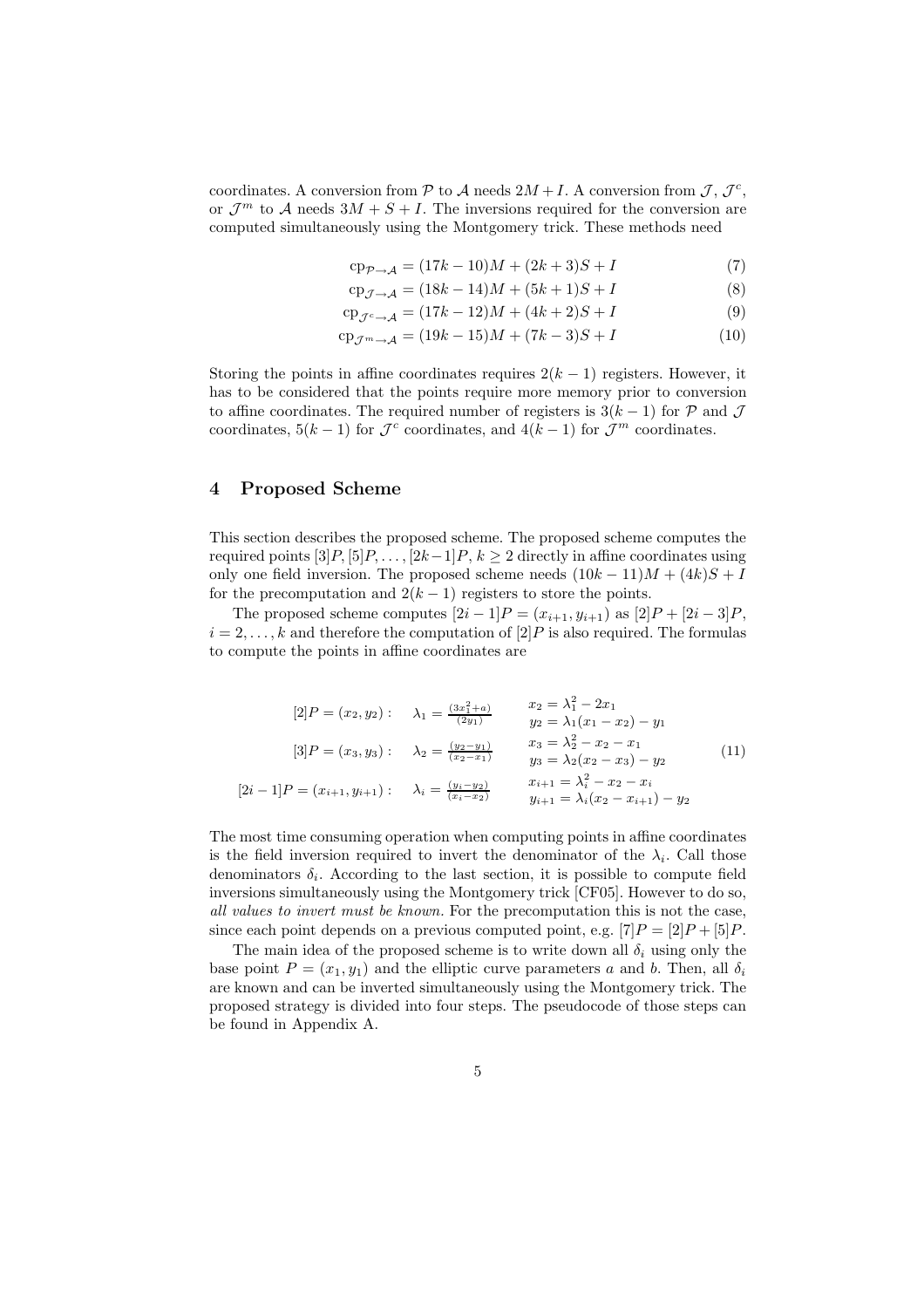coordinates. A conversion from $\mathcal{P}$ to $\mathcal{A}$ needs $2M + I$. A conversion from $\mathcal{J}$, $\mathcal{J}^c$, or $\mathcal{J}^m$ to $\mathcal{A}$ needs $3M + S + I$. The inversions required for the conversion are computed simultaneously using the Montgomery trick. These methods need

$$\mathrm{cp}_{\mathcal{P}\to\mathcal{A}} = (17k - 10)M + (2k + 3)S + I \tag{7}$$

$$\mathrm{cp}_{\mathcal{J}\to\mathcal{A}} = (18k - 14)M + (5k + 1)S + I \tag{8}$$

$$\mathrm{cp}_{\mathcal{J}^c\to\mathcal{A}} = (17k - 12)M + (4k + 2)S + I \tag{9}$$

$$\mathrm{cp}_{\mathcal{J}^m\to\mathcal{A}} = (19k - 15)M + (7k - 3)S + I \tag{10}$$

Storing the points in affine coordinates requires $2(k - 1)$ registers. However, it has to be considered that the points require more memory prior to conversion to affine coordinates. The required number of registers is $3(k - 1)$ for $\mathcal{P}$ and $\mathcal{J}$ coordinates, $5(k - 1)$ for $\mathcal{J}^c$ coordinates, and $4(k - 1)$ for $\mathcal{J}^m$ coordinates.

## 4 Proposed Scheme

This section describes the proposed scheme. The proposed scheme computes the required points $[3]P, [5]P, \ldots, [2k-1]P$, $k \geq 2$ directly in affine coordinates using only one field inversion. The proposed scheme needs $(10k - 11)M + (4k)S + I$ for the precomputation and $2(k - 1)$ registers to store the points.

The proposed scheme computes $[2i - 1]P = (x_{i+1}, y_{i+1})$ as $[2]P + [2i - 3]P$, $i = 2, \ldots, k$ and therefore the computation of $[2]P$ is also required. The formulas to compute the points in affine coordinates are

$$\begin{array}{lll}
[2]P = (x_2, y_2): & \lambda_1 = \frac{(3x_1^2 + a)}{(2y_1)} & \begin{array}{l} x_2 = \lambda_1^2 - 2x_1 \\ y_2 = \lambda_1(x_1 - x_2) - y_1 \end{array} \\
[3]P = (x_3, y_3): & \lambda_2 = \frac{(y_2 - y_1)}{(x_2 - x_1)} & \begin{array}{l} x_3 = \lambda_2^2 - x_2 - x_1 \\ y_3 = \lambda_2(x_2 - x_3) - y_2 \end{array} \\
[2i - 1]P = (x_{i+1}, y_{i+1}): & \lambda_i = \frac{(y_i - y_2)}{(x_i - x_2)} & \begin{array}{l} x_{i+1} = \lambda_i^2 - x_2 - x_i \\ y_{i+1} = \lambda_i(x_2 - x_{i+1}) - y_2 \end{array}
\end{array} \tag{11}$$

The most time consuming operation when computing points in affine coordinates is the field inversion required to invert the denominator of the $\lambda_i$. Call those denominators $\delta_i$. According to the last section, it is possible to compute field inversions simultaneously using the Montgomery trick [CF05]. However to do so, *all values to invert must be known.* For the precomputation this is not the case, since each point depends on a previous computed point, e.g. $[7]P = [2]P + [5]P$.

The main idea of the proposed scheme is to write down all $\delta_i$ using only the base point $P = (x_1, y_1)$ and the elliptic curve parameters $a$ and $b$. Then, all $\delta_i$ are known and can be inverted simultaneously using the Montgomery trick. The proposed strategy is divided into four steps. The pseudocode of those steps can be found in Appendix A.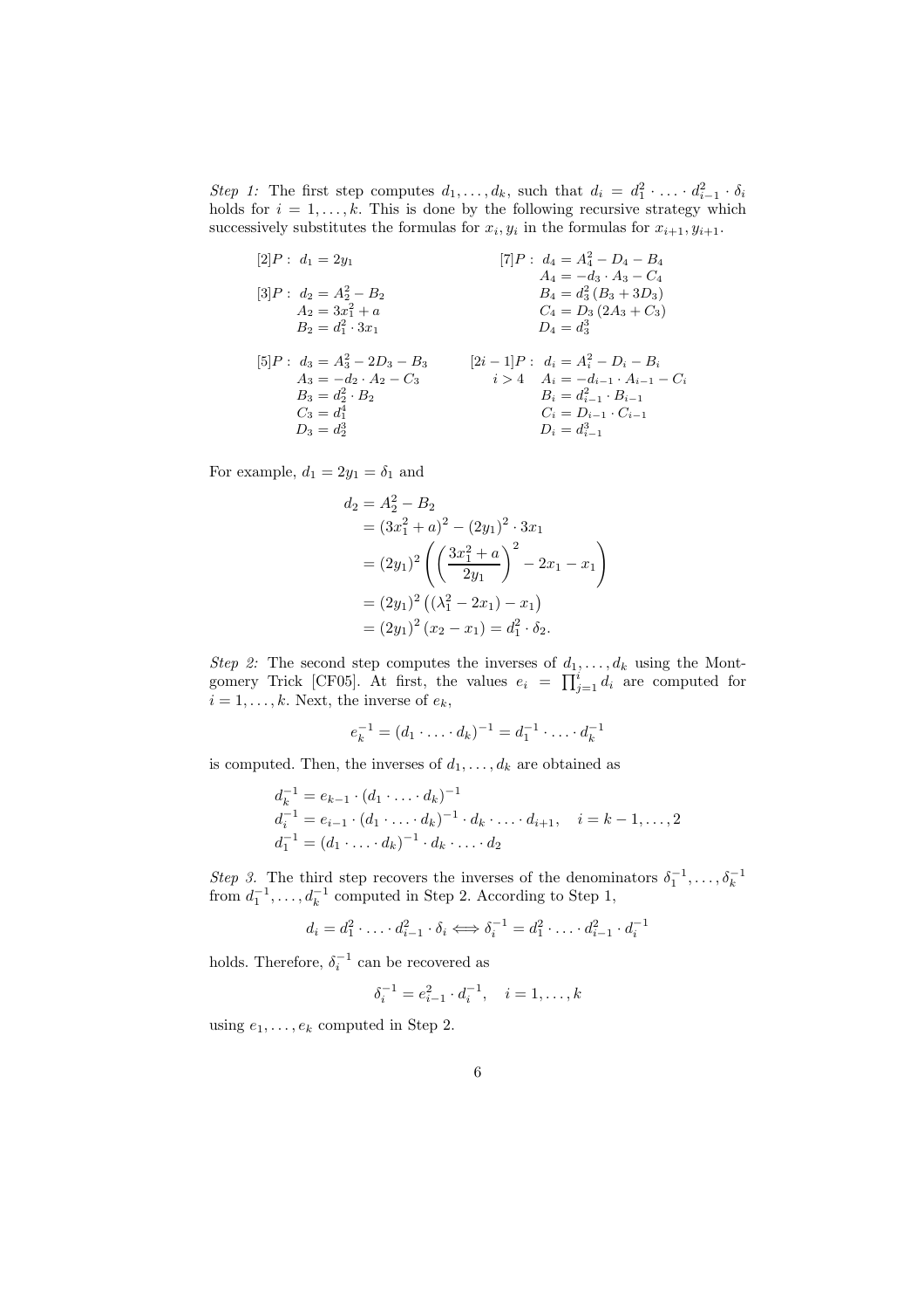*Step 1:* The first step computes $d_1, \ldots, d_k$, such that $d_i = d_1^2 \cdot \ldots \cdot d_{i-1}^2 \cdot \delta_i$ holds for $i = 1, \ldots, k$. This is done by the following recursive strategy which successively substitutes the formulas for $x_i, y_i$ in the formulas for $x_{i+1}, y_{i+1}$.

$$[2]P: \; d_1 = 2y_1$$

$$\begin{aligned}
[3]P: \; d_2 &= A_2^2 - B_2 \\
A_2 &= 3x_1^2 + a \\
B_2 &= d_1^2 \cdot 3x_1
\end{aligned}$$

$$\begin{aligned}
[5]P: \; d_3 &= A_3^2 - 2D_3 - B_3 \\
A_3 &= -d_2 \cdot A_2 - C_3 \\
B_3 &= d_2^2 \cdot B_2 \\
C_3 &= d_1^4 \\
D_3 &= d_2^3
\end{aligned}$$

$$\begin{aligned}
[7]P: \; d_4 &= A_4^2 - D_4 - B_4 \\
A_4 &= -d_3 \cdot A_3 - C_4 \\
B_4 &= d_3^2 \left(B_3 + 3D_3\right) \\
C_4 &= D_3 \left(2A_3 + C_3\right) \\
D_4 &= d_3^3
\end{aligned}$$

$$\begin{aligned}
[2i-1]P: \; d_i &= A_i^2 - D_i - B_i \\
i > 4 \quad A_i &= -d_{i-1} \cdot A_{i-1} - C_i \\
B_i &= d_{i-1}^2 \cdot B_{i-1} \\
C_i &= D_{i-1} \cdot C_{i-1} \\
D_i &= d_{i-1}^3
\end{aligned}$$

For example, $d_1 = 2y_1 = \delta_1$ and

$$\begin{aligned}
d_2 &= A_2^2 - B_2 \\
&= (3x_1^2 + a)^2 - (2y_1)^2 \cdot 3x_1 \\
&= (2y_1)^2 \left( \left( \frac{3x_1^2 + a}{2y_1} \right)^2 - 2x_1 - x_1 \right) \\
&= (2y_1)^2 \left( (\lambda_1^2 - 2x_1) - x_1 \right) \\
&= (2y_1)^2 \left( x_2 - x_1 \right) = d_1^2 \cdot \delta_2.
\end{aligned}$$

*Step 2:* The second step computes the inverses of $d_1, \ldots, d_k$ using the Montgomery Trick [CF05]. At first, the values $e_i = \prod_{j=1}^{i} d_i$ are computed for $i = 1, \ldots, k$. Next, the inverse of $e_k$,

$$e_k^{-1} = (d_1 \cdot \ldots \cdot d_k)^{-1} = d_1^{-1} \cdot \ldots \cdot d_k^{-1}$$

is computed. Then, the inverses of $d_1, \ldots, d_k$ are obtained as

$$\begin{aligned}
d_k^{-1} &= e_{k-1} \cdot (d_1 \cdot \ldots \cdot d_k)^{-1} \\
d_i^{-1} &= e_{i-1} \cdot (d_1 \cdot \ldots \cdot d_k)^{-1} \cdot d_k \cdot \ldots \cdot d_{i+1}, \quad i = k-1, \ldots, 2 \\
d_1^{-1} &= (d_1 \cdot \ldots \cdot d_k)^{-1} \cdot d_k \cdot \ldots \cdot d_2
\end{aligned}$$

*Step 3.* The third step recovers the inverses of the denominators $\delta_1^{-1}, \ldots, \delta_k^{-1}$ from $d_1^{-1}, \ldots, d_k^{-1}$ computed in Step 2. According to Step 1,

$$d_i = d_1^2 \cdot \ldots \cdot d_{i-1}^2 \cdot \delta_i \Longleftrightarrow \delta_i^{-1} = d_1^2 \cdot \ldots \cdot d_{i-1}^2 \cdot d_i^{-1}$$

holds. Therefore, $\delta_i^{-1}$ can be recovered as

$$\delta_i^{-1} = e_{i-1}^2 \cdot d_i^{-1}, \quad i = 1, \ldots, k$$

using $e_1, \ldots, e_k$ computed in Step 2.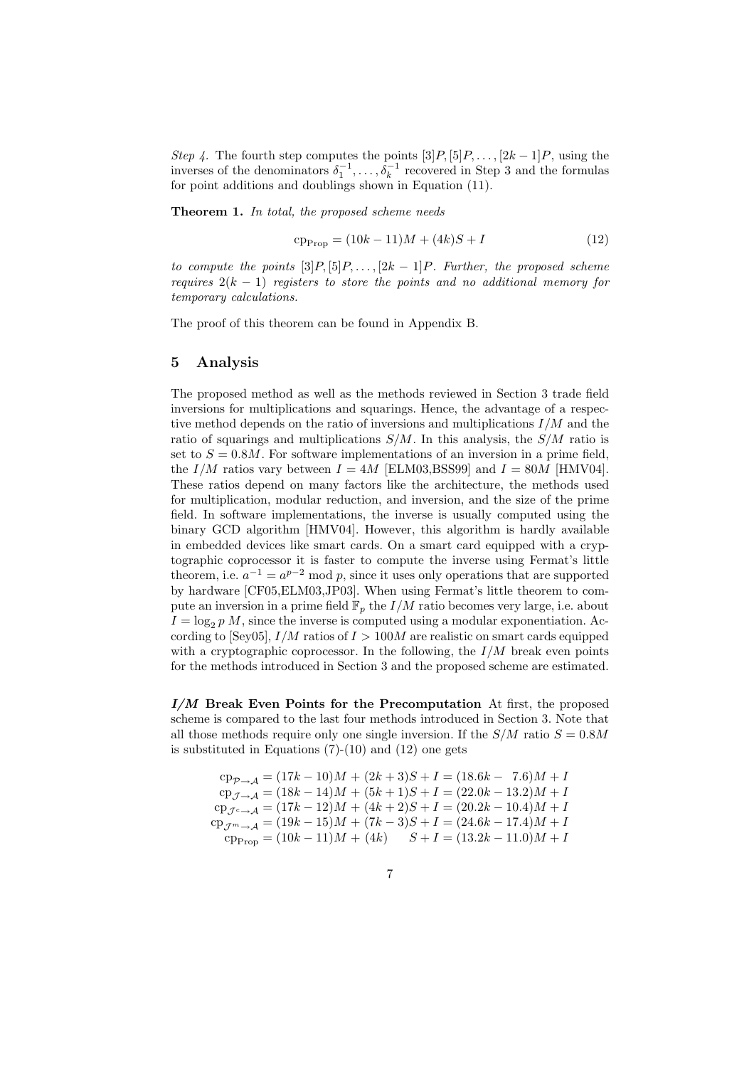*Step 4.* The fourth step computes the points $[3]P, [5]P, \ldots, [2k-1]P$, using the inverses of the denominators $\delta_1^{-1}, \ldots, \delta_k^{-1}$ recovered in Step 3 and the formulas for point additions and doublings shown in Equation (11).

**Theorem 1.** *In total, the proposed scheme needs*

$$\mathrm{cp}_{\mathrm{Prop}} = (10k - 11)M + (4k)S + I \tag{12}$$

*to compute the points $[3]P, [5]P, \ldots, [2k-1]P$. Further, the proposed scheme requires $2(k-1)$ registers to store the points and no additional memory for temporary calculations.*

The proof of this theorem can be found in Appendix B.

## 5 Analysis

The proposed method as well as the methods reviewed in Section 3 trade field inversions for multiplications and squarings. Hence, the advantage of a respective method depends on the ratio of inversions and multiplications $I/M$ and the ratio of squarings and multiplications $S/M$. In this analysis, the $S/M$ ratio is set to $S = 0.8M$. For software implementations of an inversion in a prime field, the $I/M$ ratios vary between $I = 4M$ [ELM03,BSS99] and $I = 80M$ [HMV04]. These ratios depend on many factors like the architecture, the methods used for multiplication, modular reduction, and inversion, and the size of the prime field. In software implementations, the inverse is usually computed using the binary GCD algorithm [HMV04]. However, this algorithm is hardly available in embedded devices like smart cards. On a smart card equipped with a cryptographic coprocessor it is faster to compute the inverse using Fermat's little theorem, i.e. $a^{-1} = a^{p-2} \bmod p$, since it uses only operations that are supported by hardware [CF05,ELM03,JP03]. When using Fermat's little theorem to compute an inversion in a prime field $\mathbb{F}_p$ the $I/M$ ratio becomes very large, i.e. about $I = \log_2 p\ M$, since the inverse is computed using a modular exponentiation. According to [Sey05], $I/M$ ratios of $I > 100M$ are realistic on smart cards equipped with a cryptographic coprocessor. In the following, the $I/M$ break even points for the methods introduced in Section 3 and the proposed scheme are estimated.

***I/M* Break Even Points for the Precomputation** At first, the proposed scheme is compared to the last four methods introduced in Section 3. Note that all those methods require only one single inversion. If the $S/M$ ratio $S = 0.8M$ is substituted in Equations (7)-(10) and (12) one gets

$$\begin{aligned}
\mathrm{cp}_{\mathcal{P}\to\mathcal{A}} &= (17k - 10)M + (2k+3)S + I = (18.6k - 7.6)M + I \\
\mathrm{cp}_{\mathcal{J}\to\mathcal{A}} &= (18k - 14)M + (5k+1)S + I = (22.0k - 13.2)M + I \\
\mathrm{cp}_{\mathcal{J}^c\to\mathcal{A}} &= (17k - 12)M + (4k+2)S + I = (20.2k - 10.4)M + I \\
\mathrm{cp}_{\mathcal{J}^m\to\mathcal{A}} &= (19k - 15)M + (7k-3)S + I = (24.6k - 17.4)M + I \\
\mathrm{cp}_{\mathrm{Prop}} &= (10k - 11)M + (4k)S + I = (13.2k - 11.0)M + I
\end{aligned}$$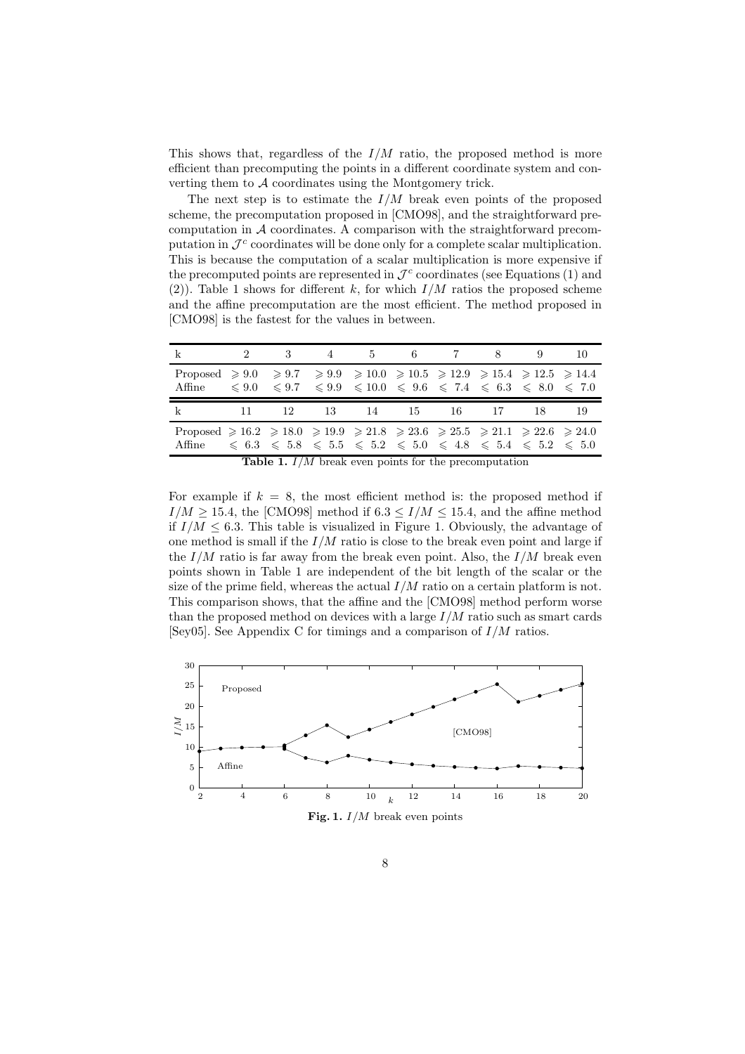This shows that, regardless of the $I/M$ ratio, the proposed method is more efficient than precomputing the points in a different coordinate system and converting them to $\mathcal{A}$ coordinates using the Montgomery trick.

The next step is to estimate the $I/M$ break even points of the proposed scheme, the precomputation proposed in [CMO98], and the straightforward precomputation in $\mathcal{A}$ coordinates. A comparison with the straightforward precomputation in $\mathcal{J}^c$ coordinates will be done only for a complete scalar multiplication. This is because the computation of a scalar multiplication is more expensive if the precomputed points are represented in $\mathcal{J}^c$ coordinates (see Equations (1) and (2)). Table 1 shows for different $k$, for which $I/M$ ratios the proposed scheme and the affine precomputation are the most efficient. The method proposed in [CMO98] is the fastest for the values in between.

| k | 2 | 3 | 4 | 5 | 6 | 7 | 8 | 9 | 10 |
|---|---|---|---|---|---|---|---|---|---|
| Proposed | $\geqslant 9.0$ | $\geqslant 9.7$ | $\geqslant 9.9$ | $\geqslant 10.0$ | $\geqslant 10.5$ | $\geqslant 12.9$ | $\geqslant 15.4$ | $\geqslant 12.5$ | $\geqslant 14.4$ |
| Affine | $\leqslant 9.0$ | $\leqslant 9.7$ | $\leqslant 9.9$ | $\leqslant 10.0$ | $\leqslant 9.6$ | $\leqslant 7.4$ | $\leqslant 6.3$ | $\leqslant 8.0$ | $\leqslant 7.0$ |

| k | 11 | 12 | 13 | 14 | 15 | 16 | 17 | 18 | 19 |
|---|---|---|---|---|---|---|---|---|---|
| Proposed | $\geqslant 16.2$ | $\geqslant 18.0$ | $\geqslant 19.9$ | $\geqslant 21.8$ | $\geqslant 23.6$ | $\geqslant 25.5$ | $\geqslant 21.1$ | $\geqslant 22.6$ | $\geqslant 24.0$ |
| Affine | $\leqslant 6.3$ | $\leqslant 5.8$ | $\leqslant 5.5$ | $\leqslant 5.2$ | $\leqslant 5.0$ | $\leqslant 4.8$ | $\leqslant 5.4$ | $\leqslant 5.2$ | $\leqslant 5.0$ |

**Table 1.** $I/M$ break even points for the precomputation

For example if $k = 8$, the most efficient method is: the proposed method if $I/M \geq 15.4$, the [CMO98] method if $6.3 \leq I/M \leq 15.4$, and the affine method if $I/M \leq 6.3$. This table is visualized in Figure 1. Obviously, the advantage of one method is small if the $I/M$ ratio is close to the break even point and large if the $I/M$ ratio is far away from the break even point. Also, the $I/M$ break even points shown in Table 1 are independent of the bit length of the scalar or the size of the prime field, whereas the actual $I/M$ ratio on a certain platform is not. This comparison shows, that the affine and the [CMO98] method perform worse than the proposed method on devices with a large $I/M$ ratio such as smart cards [Sey05]. See Appendix C for timings and a comparison of $I/M$ ratios.

**Fig. 1.** $I/M$ break even points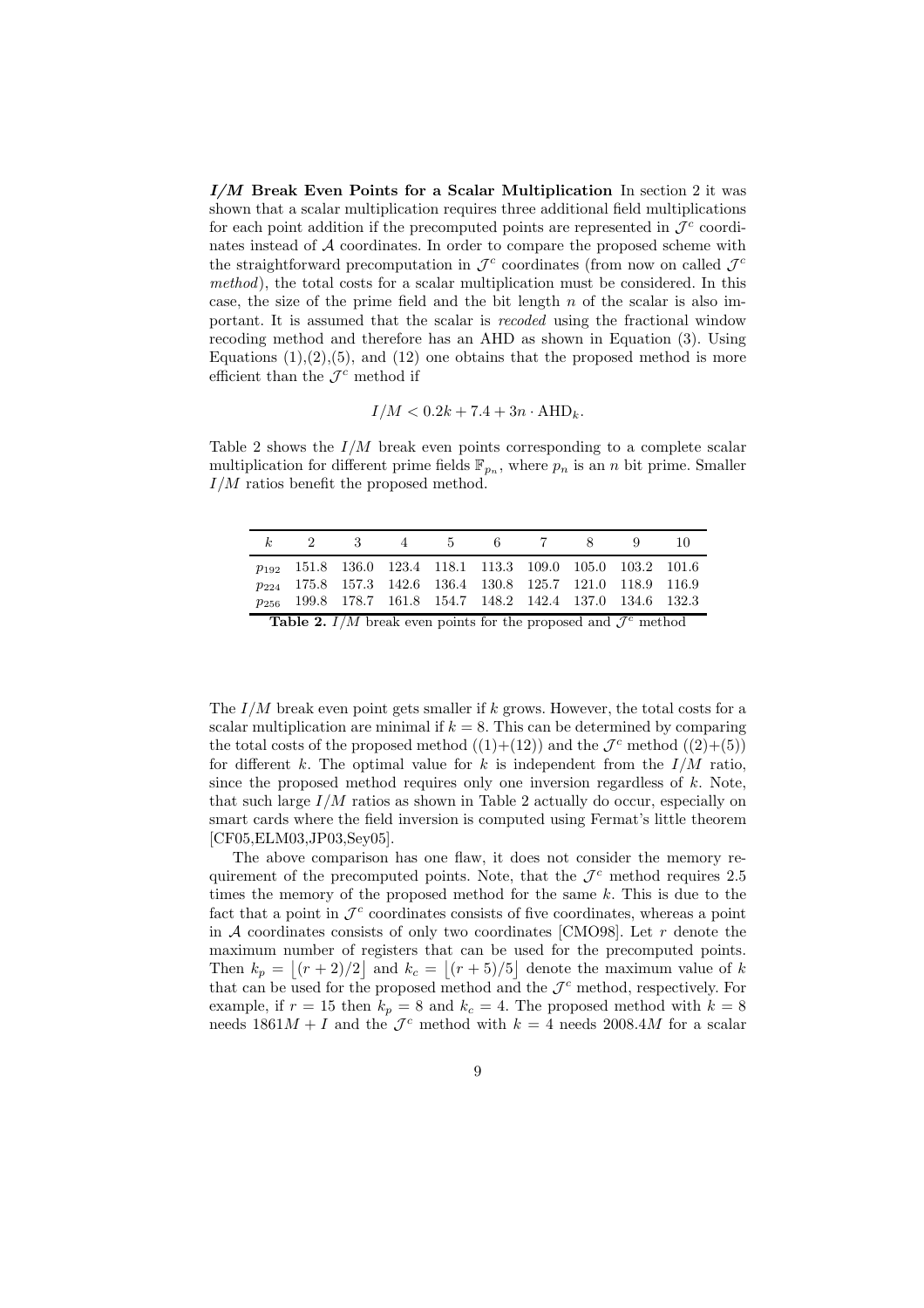***I/M* Break Even Points for a Scalar Multiplication** In section 2 it was shown that a scalar multiplication requires three additional field multiplications for each point addition if the precomputed points are represented in $\mathcal{J}^c$ coordinates instead of $\mathcal{A}$ coordinates. In order to compare the proposed scheme with the straightforward precomputation in $\mathcal{J}^c$ coordinates (from now on called *$\mathcal{J}^c$ method*), the total costs for a scalar multiplication must be considered. In this case, the size of the prime field and the bit length $n$ of the scalar is also important. It is assumed that the scalar is *recoded* using the fractional window recoding method and therefore has an AHD as shown in Equation (3). Using Equations (1),(2),(5), and (12) one obtains that the proposed method is more efficient than the $\mathcal{J}^c$ method if

$$I/M < 0.2k + 7.4 + 3n \cdot \mathrm{AHD}_k.$$

Table 2 shows the $I/M$ break even points corresponding to a complete scalar multiplication for different prime fields $\mathbb{F}_{p_n}$, where $p_n$ is an $n$ bit prime. Smaller $I/M$ ratios benefit the proposed method.

| $k$ | 2 | 3 | 4 | 5 | 6 | 7 | 8 | 9 | 10 |
|---|---|---|---|---|---|---|---|---|---|
| $p_{192}$ | 151.8 | 136.0 | 123.4 | 118.1 | 113.3 | 109.0 | 105.0 | 103.2 | 101.6 |
| $p_{224}$ | 175.8 | 157.3 | 142.6 | 136.4 | 130.8 | 125.7 | 121.0 | 118.9 | 116.9 |
| $p_{256}$ | 199.8 | 178.7 | 161.8 | 154.7 | 148.2 | 142.4 | 137.0 | 134.6 | 132.3 |

**Table 2.** $I/M$ break even points for the proposed and $\mathcal{J}^c$ method

The $I/M$ break even point gets smaller if $k$ grows. However, the total costs for a scalar multiplication are minimal if $k = 8$. This can be determined by comparing the total costs of the proposed method ((1)+(12)) and the $\mathcal{J}^c$ method ((2)+(5)) for different $k$. The optimal value for $k$ is independent from the $I/M$ ratio, since the proposed method requires only one inversion regardless of $k$. Note, that such large $I/M$ ratios as shown in Table 2 actually do occur, especially on smart cards where the field inversion is computed using Fermat's little theorem [CF05,ELM03,JP03,Sey05].

The above comparison has one flaw, it does not consider the memory requirement of the precomputed points. Note, that the $\mathcal{J}^c$ method requires 2.5 times the memory of the proposed method for the same $k$. This is due to the fact that a point in $\mathcal{J}^c$ coordinates consists of five coordinates, whereas a point in $\mathcal{A}$ coordinates consists of only two coordinates [CMO98]. Let $r$ denote the maximum number of registers that can be used for the precomputed points. Then $k_p = \lfloor (r+2)/2 \rfloor$ and $k_c = \lfloor (r+5)/5 \rfloor$ denote the maximum value of $k$ that can be used for the proposed method and the $\mathcal{J}^c$ method, respectively. For example, if $r = 15$ then $k_p = 8$ and $k_c = 4$. The proposed method with $k = 8$ needs $1861M + I$ and the $\mathcal{J}^c$ method with $k = 4$ needs $2008.4M$ for a scalar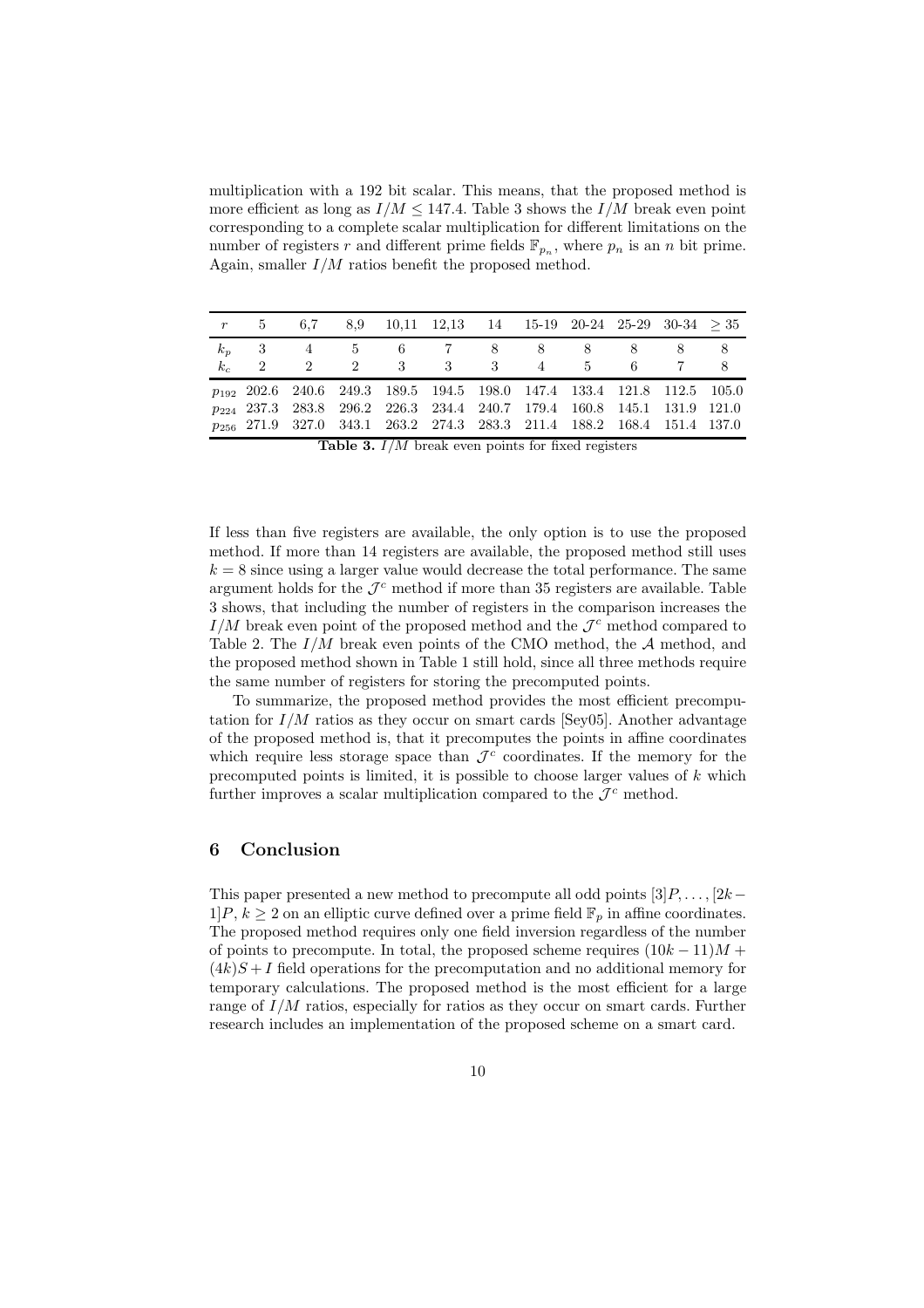multiplication with a 192 bit scalar. This means, that the proposed method is more efficient as long as $I/M \leq 147.4$. Table 3 shows the $I/M$ break even point corresponding to a complete scalar multiplication for different limitations on the number of registers $r$ and different prime fields $\mathbb{F}_{p_n}$, where $p_n$ is an $n$ bit prime. Again, smaller $I/M$ ratios benefit the proposed method.

| $r$ | 5 | 6,7 | 8,9 | 10,11 | 12,13 | 14 | 15-19 | 20-24 | 25-29 | 30-34 | $\geq 35$ |
|---|---|---|---|---|---|---|---|---|---|---|---|
| $k_p$ | 3 | 4 | 5 | 6 | 7 | 8 | 8 | 8 | 8 | 8 | 8 |
| $k_c$ | 2 | 2 | 2 | 3 | 3 | 3 | 4 | 5 | 6 | 7 | 8 |
| $p_{192}$ | 202.6 | 240.6 | 249.3 | 189.5 | 194.5 | 198.0 | 147.4 | 133.4 | 121.8 | 112.5 | 105.0 |
| $p_{224}$ | 237.3 | 283.8 | 296.2 | 226.3 | 234.4 | 240.7 | 179.4 | 160.8 | 145.1 | 131.9 | 121.0 |
| $p_{256}$ | 271.9 | 327.0 | 343.1 | 263.2 | 274.3 | 283.3 | 211.4 | 188.2 | 168.4 | 151.4 | 137.0 |

**Table 3.** $I/M$ break even points for fixed registers

If less than five registers are available, the only option is to use the proposed method. If more than 14 registers are available, the proposed method still uses $k = 8$ since using a larger value would decrease the total performance. The same argument holds for the $\mathcal{J}^c$ method if more than 35 registers are available. Table 3 shows, that including the number of registers in the comparison increases the $I/M$ break even point of the proposed method and the $\mathcal{J}^c$ method compared to Table 2. The $I/M$ break even points of the CMO method, the $\mathcal{A}$ method, and the proposed method shown in Table 1 still hold, since all three methods require the same number of registers for storing the precomputed points.

To summarize, the proposed method provides the most efficient precomputation for $I/M$ ratios as they occur on smart cards [Sey05]. Another advantage of the proposed method is, that it precomputes the points in affine coordinates which require less storage space than $\mathcal{J}^c$ coordinates. If the memory for the precomputed points is limited, it is possible to choose larger values of $k$ which further improves a scalar multiplication compared to the $\mathcal{J}^c$ method.

## 6 Conclusion

This paper presented a new method to precompute all odd points $[3]P, \ldots, [2k-1]P$, $k \geq 2$ on an elliptic curve defined over a prime field $\mathbb{F}_p$ in affine coordinates. The proposed method requires only one field inversion regardless of the number of points to precompute. In total, the proposed scheme requires $(10k - 11)M + (4k)S + I$ field operations for the precomputation and no additional memory for temporary calculations. The proposed method is the most efficient for a large range of $I/M$ ratios, especially for ratios as they occur on smart cards. Further research includes an implementation of the proposed scheme on a smart card.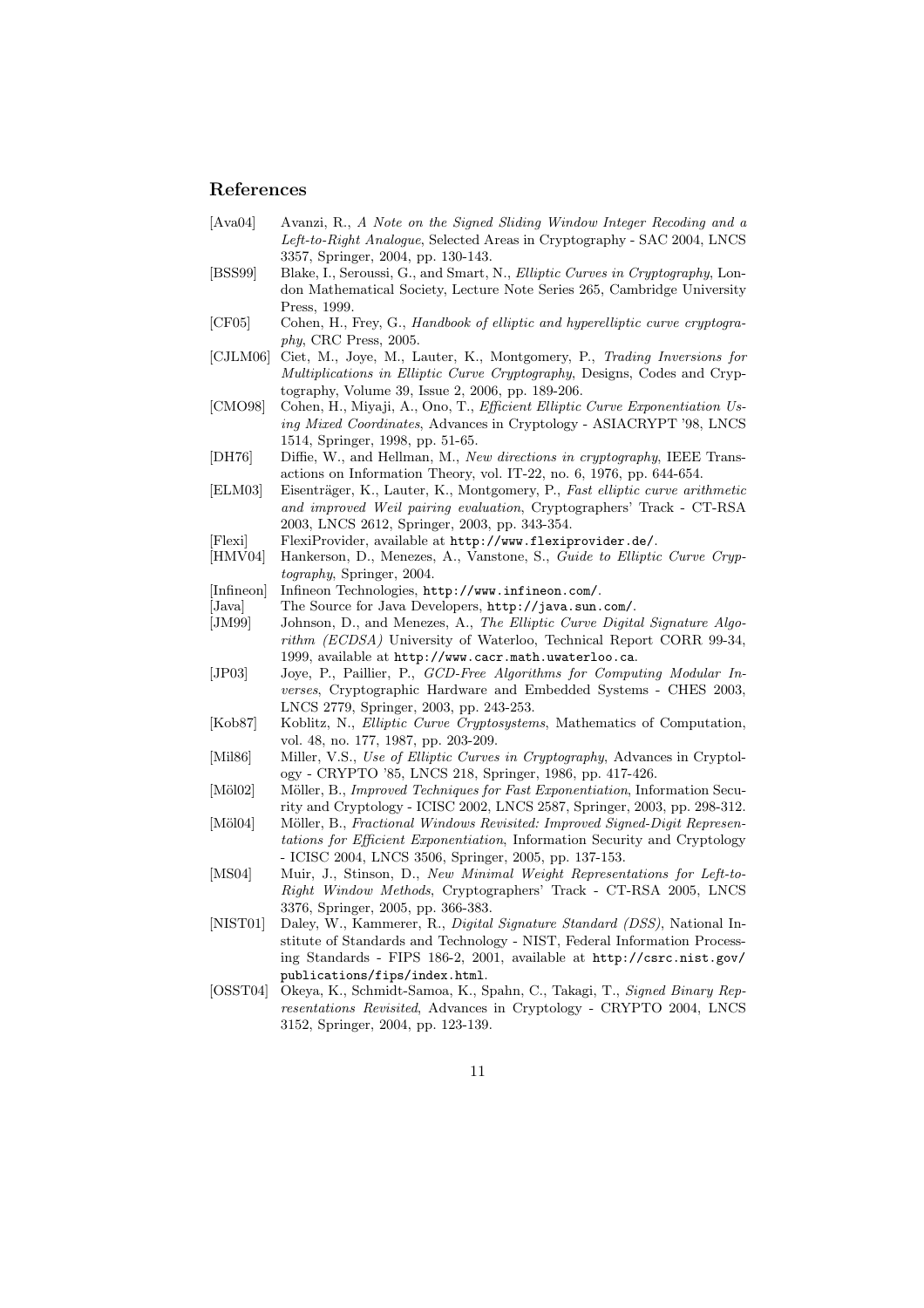## References

- [Ava04] Avanzi, R., *A Note on the Signed Sliding Window Integer Recoding and a Left-to-Right Analogue*, Selected Areas in Cryptography - SAC 2004, LNCS 3357, Springer, 2004, pp. 130-143.
- [BSS99] Blake, I., Seroussi, G., and Smart, N., *Elliptic Curves in Cryptography*, London Mathematical Society, Lecture Note Series 265, Cambridge University Press, 1999.
- [CF05] Cohen, H., Frey, G., *Handbook of elliptic and hyperelliptic curve cryptography*, CRC Press, 2005.
- [CJLM06] Ciet, M., Joye, M., Lauter, K., Montgomery, P., *Trading Inversions for Multiplications in Elliptic Curve Cryptography*, Designs, Codes and Cryptography, Volume 39, Issue 2, 2006, pp. 189-206.
- [CMO98] Cohen, H., Miyaji, A., Ono, T., *Efficient Elliptic Curve Exponentiation Using Mixed Coordinates*, Advances in Cryptology - ASIACRYPT '98, LNCS 1514, Springer, 1998, pp. 51-65.
- [DH76] Diffie, W., and Hellman, M., *New directions in cryptography*, IEEE Transactions on Information Theory, vol. IT-22, no. 6, 1976, pp. 644-654.
- [ELM03] Eisenträger, K., Lauter, K., Montgomery, P., *Fast elliptic curve arithmetic and improved Weil pairing evaluation*, Cryptographers' Track - CT-RSA 2003, LNCS 2612, Springer, 2003, pp. 343-354.
- [Flexi] FlexiProvider, available at `http://www.flexiprovider.de/`.
- [HMV04] Hankerson, D., Menezes, A., Vanstone, S., *Guide to Elliptic Curve Cryptography*, Springer, 2004.
- [Infineon] Infineon Technologies, `http://www.infineon.com/`.
- [Java] The Source for Java Developers, `http://java.sun.com/`.
- [JM99] Johnson, D., and Menezes, A., *The Elliptic Curve Digital Signature Algorithm (ECDSA)* University of Waterloo, Technical Report CORR 99-34, 1999, available at `http://www.cacr.math.uwaterloo.ca`.
- [JP03] Joye, P., Paillier, P., *GCD-Free Algorithms for Computing Modular Inverses*, Cryptographic Hardware and Embedded Systems - CHES 2003, LNCS 2779, Springer, 2003, pp. 243-253.
- [Kob87] Koblitz, N., *Elliptic Curve Cryptosystems*, Mathematics of Computation, vol. 48, no. 177, 1987, pp. 203-209.
- [Mil86] Miller, V.S., *Use of Elliptic Curves in Cryptography*, Advances in Cryptology - CRYPTO '85, LNCS 218, Springer, 1986, pp. 417-426.
- [Möl02] Möller, B., *Improved Techniques for Fast Exponentiation*, Information Security and Cryptology - ICISC 2002, LNCS 2587, Springer, 2003, pp. 298-312.
- [Möl04] Möller, B., *Fractional Windows Revisited: Improved Signed-Digit Representations for Efficient Exponentiation*, Information Security and Cryptology - ICISC 2004, LNCS 3506, Springer, 2005, pp. 137-153.
- [MS04] Muir, J., Stinson, D., *New Minimal Weight Representations for Left-to-Right Window Methods*, Cryptographers' Track - CT-RSA 2005, LNCS 3376, Springer, 2005, pp. 366-383.
- [NIST01] Daley, W., Kammerer, R., *Digital Signature Standard (DSS)*, National Institute of Standards and Technology - NIST, Federal Information Processing Standards - FIPS 186-2, 2001, available at `http://csrc.nist.gov/publications/fips/index.html`.
- [OSST04] Okeya, K., Schmidt-Samoa, K., Spahn, C., Takagi, T., *Signed Binary Representations Revisited*, Advances in Cryptology - CRYPTO 2004, LNCS 3152, Springer, 2004, pp. 123-139.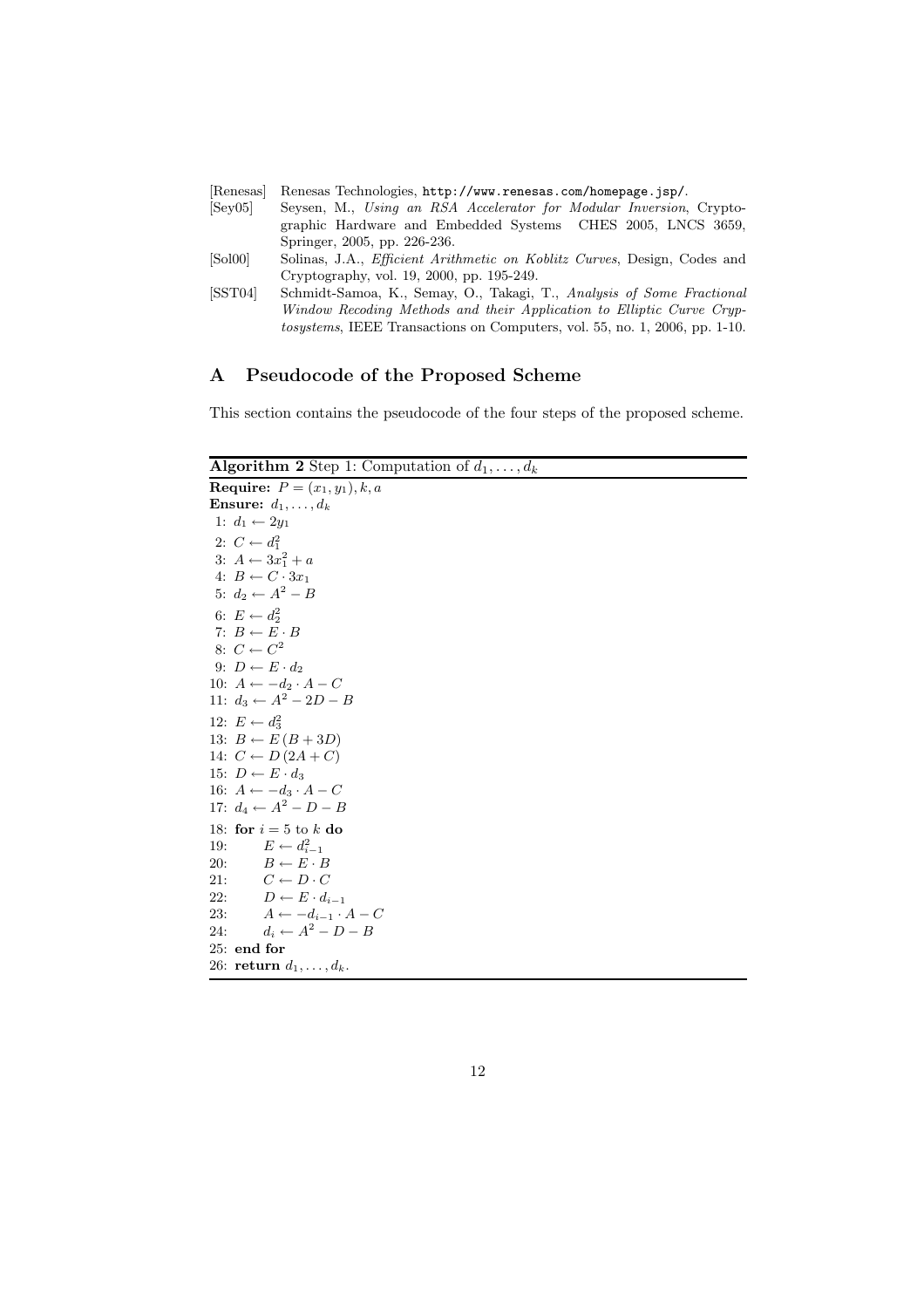[Renesas] Renesas Technologies, http://www.renesas.com/homepage.jsp/.

[Sey05] Seysen, M., *Using an RSA Accelerator for Modular Inversion*, Cryptographic Hardware and Embedded Systems CHES 2005, LNCS 3659, Springer, 2005, pp. 226-236.

[Sol00] Solinas, J.A., *Efficient Arithmetic on Koblitz Curves*, Design, Codes and Cryptography, vol. 19, 2000, pp. 195-249.

[SST04] Schmidt-Samoa, K., Semay, O., Takagi, T., *Analysis of Some Fractional Window Recoding Methods and their Application to Elliptic Curve Cryptosystems*, IEEE Transactions on Computers, vol. 55, no. 1, 2006, pp. 1-10.

## A Pseudocode of the Proposed Scheme

This section contains the pseudocode of the four steps of the proposed scheme.

**Algorithm 2** Step 1: Computation of $d_1, \ldots, d_k$

**Require:** $P = (x_1, y_1), k, a$
**Ensure:** $d_1, \ldots, d_k$

1: $d_1 \leftarrow 2y_1$
2: $C \leftarrow d_1^2$
3: $A \leftarrow 3x_1^2 + a$
4: $B \leftarrow C \cdot 3x_1$
5: $d_2 \leftarrow A^2 - B$
6: $E \leftarrow d_2^2$
7: $B \leftarrow E \cdot B$
8: $C \leftarrow C^2$
9: $D \leftarrow E \cdot d_2$
10: $A \leftarrow -d_2 \cdot A - C$
11: $d_3 \leftarrow A^2 - 2D - B$
12: $E \leftarrow d_3^2$
13: $B \leftarrow E\,(B + 3D)$
14: $C \leftarrow D\,(2A + C)$
15: $D \leftarrow E \cdot d_3$
16: $A \leftarrow -d_3 \cdot A - C$
17: $d_4 \leftarrow A^2 - D - B$
18: **for** $i = 5$ to $k$ **do**
19: $\quad E \leftarrow d_{i-1}^2$
20: $\quad B \leftarrow E \cdot B$
21: $\quad C \leftarrow D \cdot C$
22: $\quad D \leftarrow E \cdot d_{i-1}$
23: $\quad A \leftarrow -d_{i-1} \cdot A - C$
24: $\quad d_i \leftarrow A^2 - D - B$
25: **end for**
26: **return** $d_1, \ldots, d_k$.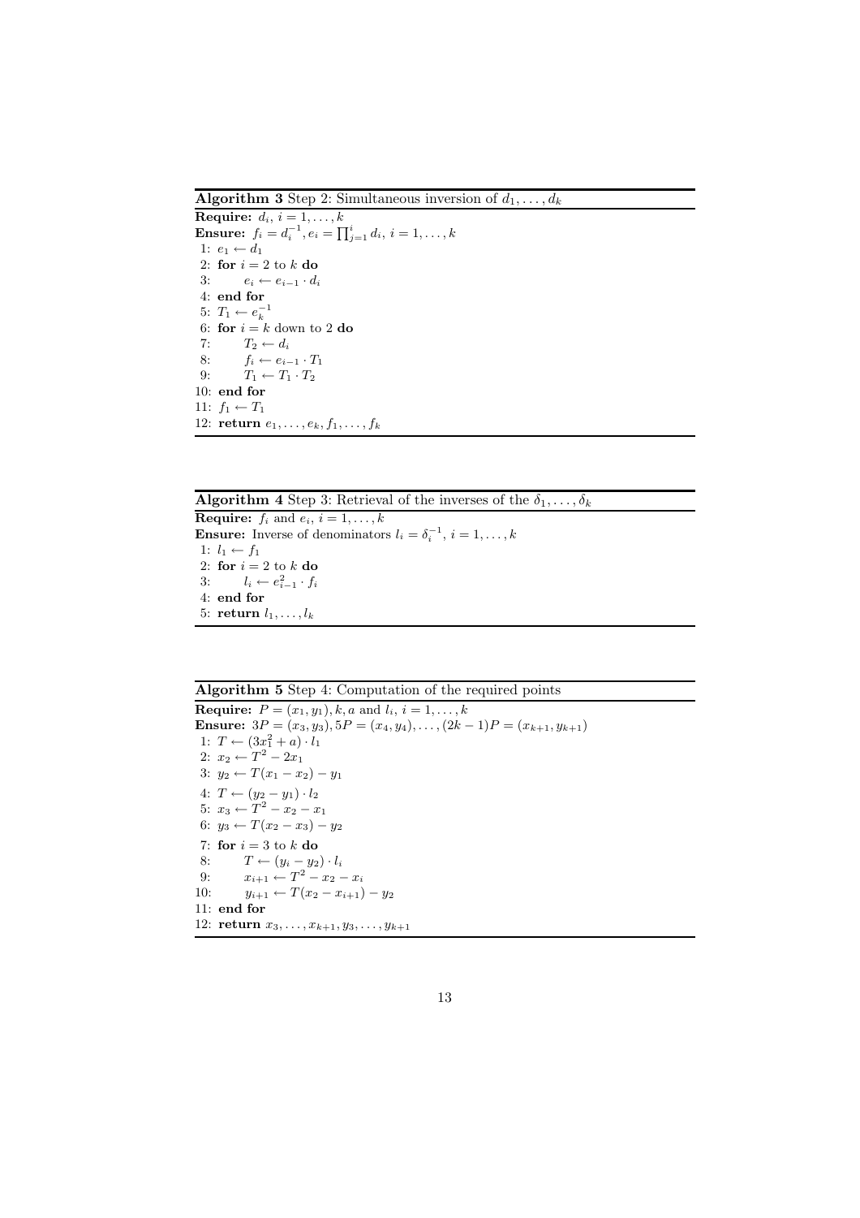**Algorithm 3** Step 2: Simultaneous inversion of $d_1, \ldots, d_k$

**Require:** $d_i$, $i = 1, \ldots, k$
**Ensure:** $f_i = d_i^{-1}, e_i = \prod_{j=1}^{i} d_i$, $i = 1, \ldots, k$

```
 1: e_1 ← d_1
 2: for i = 2 to k do
 3:     e_i ← e_{i-1} · d_i
 4: end for
 5: T_1 ← e_k^{-1}
 6: for i = k down to 2 do
 7:     T_2 ← d_i
 8:     f_i ← e_{i-1} · T_1
 9:     T_1 ← T_1 · T_2
10: end for
11: f_1 ← T_1
12: return e_1, ..., e_k, f_1, ..., f_k
```

**Algorithm 4** Step 3: Retrieval of the inverses of the $\delta_1, \ldots, \delta_k$

**Require:** $f_i$ and $e_i$, $i = 1, \ldots, k$
**Ensure:** Inverse of denominators $l_i = \delta_i^{-1}$, $i = 1, \ldots, k$

```
1: l_1 ← f_1
2: for i = 2 to k do
3:     l_i ← e_{i-1}^2 · f_i
4: end for
5: return l_1, ..., l_k
```

**Algorithm 5** Step 4: Computation of the required points

**Require:** $P = (x_1, y_1), k, a$ and $l_i$, $i = 1, \ldots, k$
**Ensure:** $3P = (x_3, y_3), 5P = (x_4, y_4), \ldots, (2k-1)P = (x_{k+1}, y_{k+1})$

```
 1: T ← (3x_1^2 + a) · l_1
 2: x_2 ← T^2 − 2x_1
 3: y_2 ← T(x_1 − x_2) − y_1
 4: T ← (y_2 − y_1) · l_2
 5: x_3 ← T^2 − x_2 − x_1
 6: y_3 ← T(x_2 − x_3) − y_2
 7: for i = 3 to k do
 8:     T ← (y_i − y_2) · l_i
 9:     x_{i+1} ← T^2 − x_2 − x_i
10:     y_{i+1} ← T(x_2 − x_{i+1}) − y_2
11: end for
12: return x_3, ..., x_{k+1}, y_3, ..., y_{k+1}
```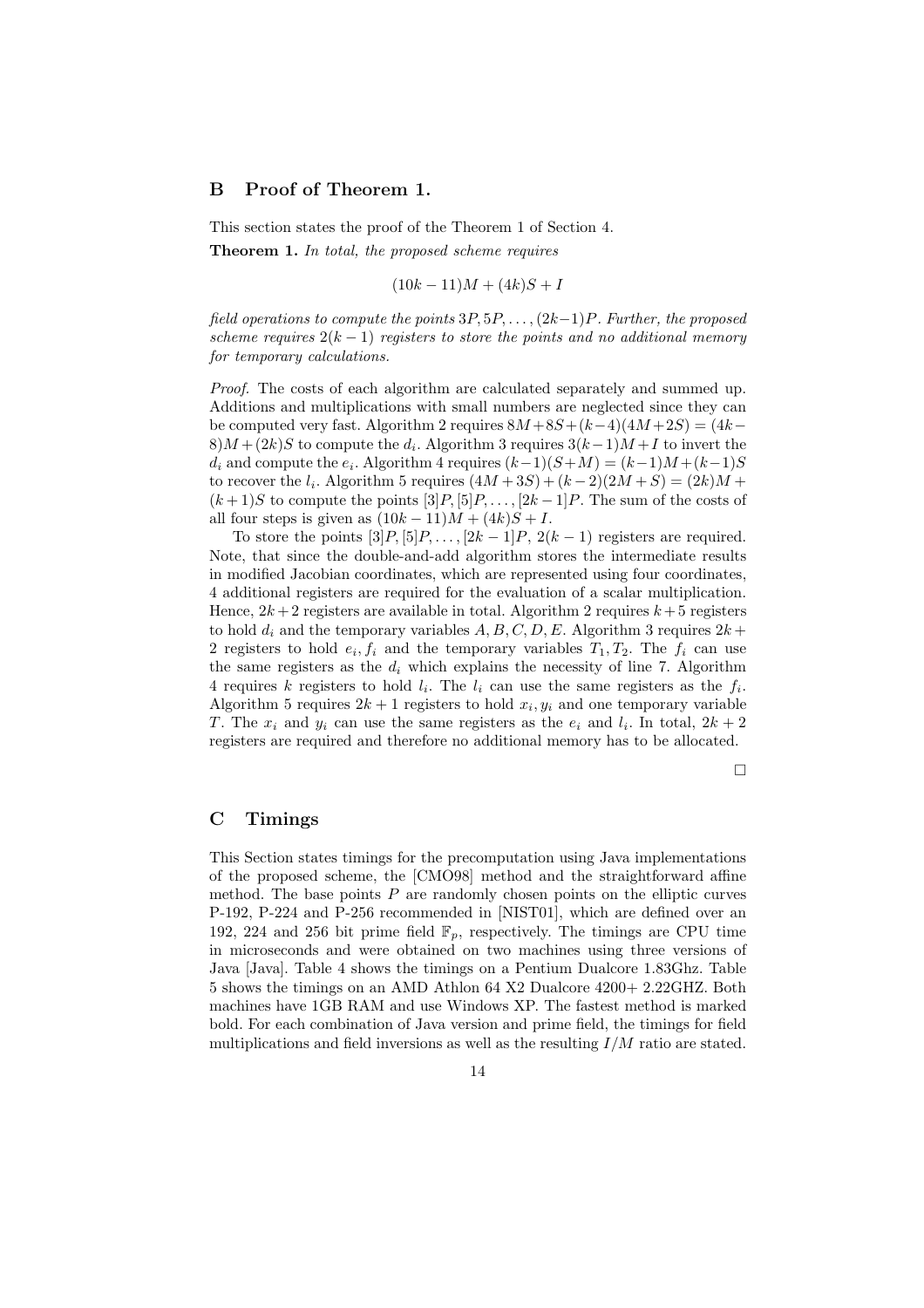## B Proof of Theorem 1.

This section states the proof of the Theorem 1 of Section 4.

**Theorem 1.** *In total, the proposed scheme requires*

$$(10k - 11)M + (4k)S + I$$

*field operations to compute the points* $3P, 5P, \ldots, (2k-1)P$*. Further, the proposed scheme requires* $2(k-1)$ *registers to store the points and no additional memory for temporary calculations.*

*Proof.* The costs of each algorithm are calculated separately and summed up. Additions and multiplications with small numbers are neglected since they can be computed very fast. Algorithm 2 requires $8M+8S+(k-4)(4M+2S) = (4k-8)M+(2k)S$ to compute the $d_i$. Algorithm 3 requires $3(k-1)M+I$ to invert the $d_i$ and compute the $e_i$. Algorithm 4 requires $(k-1)(S+M) = (k-1)M+(k-1)S$ to recover the $l_i$. Algorithm 5 requires $(4M+3S)+(k-2)(2M+S) = (2k)M+(k+1)S$ to compute the points $[3]P, [5]P, \ldots, [2k-1]P$. The sum of the costs of all four steps is given as $(10k-11)M + (4k)S + I$.

To store the points $[3]P, [5]P, \ldots, [2k-1]P$, $2(k-1)$ registers are required. Note, that since the double-and-add algorithm stores the intermediate results in modified Jacobian coordinates, which are represented using four coordinates, 4 additional registers are required for the evaluation of a scalar multiplication. Hence, $2k+2$ registers are available in total. Algorithm 2 requires $k+5$ registers to hold $d_i$ and the temporary variables $A, B, C, D, E$. Algorithm 3 requires $2k+2$ registers to hold $e_i, f_i$ and the temporary variables $T_1, T_2$. The $f_i$ can use the same registers as the $d_i$ which explains the necessity of line 7. Algorithm 4 requires $k$ registers to hold $l_i$. The $l_i$ can use the same registers as the $f_i$. Algorithm 5 requires $2k+1$ registers to hold $x_i, y_i$ and one temporary variable $T$. The $x_i$ and $y_i$ can use the same registers as the $e_i$ and $l_i$. In total, $2k+2$ registers are required and therefore no additional memory has to be allocated.

□

## C Timings

This Section states timings for the precomputation using Java implementations of the proposed scheme, the [CMO98] method and the straightforward affine method. The base points $P$ are randomly chosen points on the elliptic curves P-192, P-224 and P-256 recommended in [NIST01], which are defined over an 192, 224 and 256 bit prime field $\mathbb{F}_p$, respectively. The timings are CPU time in microseconds and were obtained on two machines using three versions of Java [Java]. Table 4 shows the timings on a Pentium Dualcore 1.83Ghz. Table 5 shows the timings on an AMD Athlon 64 X2 Dualcore 4200+ 2.22GHZ. Both machines have 1GB RAM and use Windows XP. The fastest method is marked bold. For each combination of Java version and prime field, the timings for field multiplications and field inversions as well as the resulting $I/M$ ratio are stated.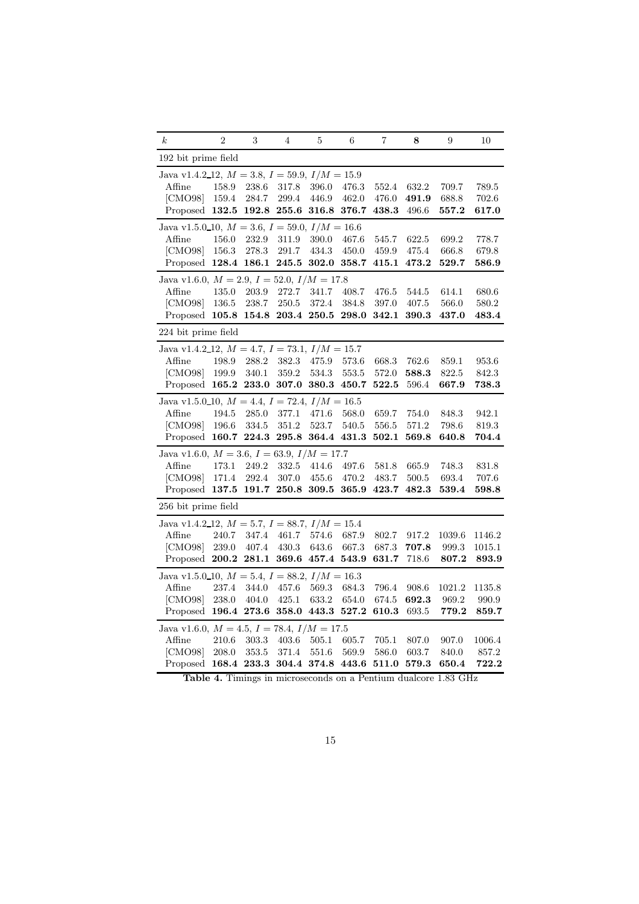| $k$ | 2 | 3 | 4 | 5 | 6 | 7 | **8** | 9 | 10 |
|---|---|---|---|---|---|---|---|---|---|
| 192 bit prime field | | | | | | | | | |
| Java v1.4.2_12, $M = 3.8$, $I = 59.9$, $I/M = 15.9$ | | | | | | | | | |
| Affine | 158.9 | 238.6 | 317.8 | 396.0 | 476.3 | 552.4 | 632.2 | 709.7 | 789.5 |
| [CMO98] | 159.4 | 284.7 | 299.4 | 446.9 | 462.0 | 476.0 | **491.9** | 688.8 | 702.6 |
| Proposed | **132.5** | **192.8** | **255.6** | **316.8** | **376.7** | **438.3** | 496.6 | **557.2** | **617.0** |
| Java v1.5.0_10, $M = 3.6$, $I = 59.0$, $I/M = 16.6$ | | | | | | | | | |
| Affine | 156.0 | 232.9 | 311.9 | 390.0 | 467.6 | 545.7 | 622.5 | 699.2 | 778.7 |
| [CMO98] | 156.3 | 278.3 | 291.7 | 434.3 | 450.0 | 459.9 | 475.4 | 666.8 | 679.8 |
| Proposed | **128.4** | **186.1** | **245.5** | **302.0** | **358.7** | **415.1** | **473.2** | **529.7** | **586.9** |
| Java v1.6.0, $M = 2.9$, $I = 52.0$, $I/M = 17.8$ | | | | | | | | | |
| Affine | 135.0 | 203.9 | 272.7 | 341.7 | 408.7 | 476.5 | 544.5 | 614.1 | 680.6 |
| [CMO98] | 136.5 | 238.7 | 250.5 | 372.4 | 384.8 | 397.0 | 407.5 | 566.0 | 580.2 |
| Proposed | **105.8** | **154.8** | **203.4** | **250.5** | **298.0** | **342.1** | **390.3** | **437.0** | **483.4** |
| 224 bit prime field | | | | | | | | | |
| Java v1.4.2_12, $M = 4.7$, $I = 73.1$, $I/M = 15.7$ | | | | | | | | | |
| Affine | 198.9 | 288.2 | 382.3 | 475.9 | 573.6 | 668.3 | 762.6 | 859.1 | 953.6 |
| [CMO98] | 199.9 | 340.1 | 359.2 | 534.3 | 553.5 | 572.0 | **588.3** | 822.5 | 842.3 |
| Proposed | **165.2** | **233.0** | **307.0** | **380.3** | **450.7** | **522.5** | 596.4 | **667.9** | **738.3** |
| Java v1.5.0_10, $M = 4.4$, $I = 72.4$, $I/M = 16.5$ | | | | | | | | | |
| Affine | 194.5 | 285.0 | 377.1 | 471.6 | 568.0 | 659.7 | 754.0 | 848.3 | 942.1 |
| [CMO98] | 196.6 | 334.5 | 351.2 | 523.7 | 540.5 | 556.5 | 571.2 | 798.6 | 819.3 |
| Proposed | **160.7** | **224.3** | **295.8** | **364.4** | **431.3** | **502.1** | **569.8** | **640.8** | **704.4** |
| Java v1.6.0, $M = 3.6$, $I = 63.9$, $I/M = 17.7$ | | | | | | | | | |
| Affine | 173.1 | 249.2 | 332.5 | 414.6 | 497.6 | 581.8 | 665.9 | 748.3 | 831.8 |
| [CMO98] | 171.4 | 292.4 | 307.0 | 455.6 | 470.2 | 483.7 | 500.5 | 693.4 | 707.6 |
| Proposed | **137.5** | **191.7** | **250.8** | **309.5** | **365.9** | **423.7** | **482.3** | **539.4** | **598.8** |
| 256 bit prime field | | | | | | | | | |
| Java v1.4.2_12, $M = 5.7$, $I = 88.7$, $I/M = 15.4$ | | | | | | | | | |
| Affine | 240.7 | 347.4 | 461.7 | 574.6 | 687.9 | 802.7 | 917.2 | 1039.6 | 1146.2 |
| [CMO98] | 239.0 | 407.4 | 430.3 | 643.6 | 667.3 | 687.3 | **707.8** | 999.3 | 1015.1 |
| Proposed | **200.2** | **281.1** | **369.6** | **457.4** | **543.9** | **631.7** | 718.6 | **807.2** | **893.9** |
| Java v1.5.0_10, $M = 5.4$, $I = 88.2$, $I/M = 16.3$ | | | | | | | | | |
| Affine | 237.4 | 344.0 | 457.6 | 569.3 | 684.3 | 796.4 | 908.6 | 1021.2 | 1135.8 |
| [CMO98] | 238.0 | 404.0 | 425.1 | 633.2 | 654.0 | 674.5 | **692.3** | 969.2 | 990.9 |
| Proposed | **196.4** | **273.6** | **358.0** | **443.3** | **527.2** | **610.3** | 693.5 | **779.2** | **859.7** |
| Java v1.6.0, $M = 4.5$, $I = 78.4$, $I/M = 17.5$ | | | | | | | | | |
| Affine | 210.6 | 303.3 | 403.6 | 505.1 | 605.7 | 705.1 | 807.0 | 907.0 | 1006.4 |
| [CMO98] | 208.0 | 353.5 | 371.4 | 551.6 | 569.9 | 586.0 | 603.7 | 840.0 | 857.2 |
| Proposed | **168.4** | **233.3** | **304.4** | **374.8** | **443.6** | **511.0** | **579.3** | **650.4** | **722.2** |

**Table 4.** Timings in microseconds on a Pentium dualcore 1.83 GHz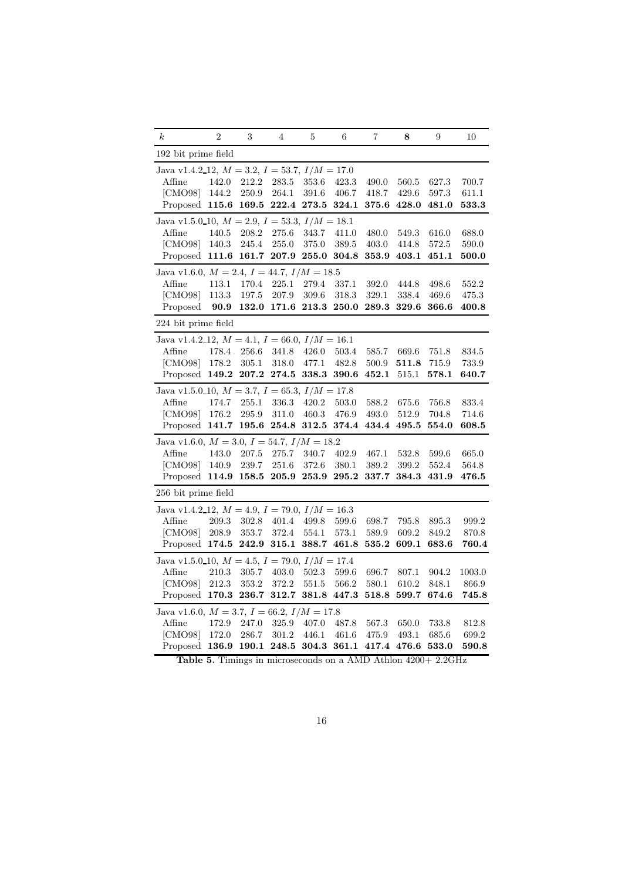| $k$ | 2 | 3 | 4 | 5 | 6 | 7 | **8** | 9 | 10 |
|---|---|---|---|---|---|---|---|---|---|
| 192 bit prime field | | | | | | | | | |
| Java v1.4.2_12, $M = 3.2$, $I = 53.7$, $I/M = 17.0$ | | | | | | | | | |
| Affine | 142.0 | 212.2 | 283.5 | 353.6 | 423.3 | 490.0 | 560.5 | 627.3 | 700.7 |
| [CMO98] | 144.2 | 250.9 | 264.1 | 391.6 | 406.7 | 418.7 | 429.6 | 597.3 | 611.1 |
| Proposed | **115.6** | **169.5** | **222.4** | **273.5** | **324.1** | **375.6** | **428.0** | **481.0** | **533.3** |
| Java v1.5.0_10, $M = 2.9$, $I = 53.3$, $I/M = 18.1$ | | | | | | | | | |
| Affine | 140.5 | 208.2 | 275.6 | 343.7 | 411.0 | 480.0 | 549.3 | 616.0 | 688.0 |
| [CMO98] | 140.3 | 245.4 | 255.0 | 375.0 | 389.5 | 403.0 | 414.8 | 572.5 | 590.0 |
| Proposed | **111.6** | **161.7** | **207.9** | **255.0** | **304.8** | **353.9** | **403.1** | **451.1** | **500.0** |
| Java v1.6.0, $M = 2.4$, $I = 44.7$, $I/M = 18.5$ | | | | | | | | | |
| Affine | 113.1 | 170.4 | 225.1 | 279.4 | 337.1 | 392.0 | 444.8 | 498.6 | 552.2 |
| [CMO98] | 113.3 | 197.5 | 207.9 | 309.6 | 318.3 | 329.1 | 338.4 | 469.6 | 475.3 |
| Proposed | **90.9** | **132.0** | **171.6** | **213.3** | **250.0** | **289.3** | **329.6** | **366.6** | **400.8** |
| 224 bit prime field | | | | | | | | | |
| Java v1.4.2_12, $M = 4.1$, $I = 66.0$, $I/M = 16.1$ | | | | | | | | | |
| Affine | 178.4 | 256.6 | 341.8 | 426.0 | 503.4 | 585.7 | 669.6 | 751.8 | 834.5 |
| [CMO98] | 178.2 | 305.1 | 318.0 | 477.1 | 482.8 | 500.9 | **511.8** | 715.9 | 733.9 |
| Proposed | **149.2** | **207.2** | **274.5** | **338.3** | **390.6** | **452.1** | 515.1 | **578.1** | **640.7** |
| Java v1.5.0_10, $M = 3.7$, $I = 65.3$, $I/M = 17.8$ | | | | | | | | | |
| Affine | 174.7 | 255.1 | 336.3 | 420.2 | 503.0 | 588.2 | 675.6 | 756.8 | 833.4 |
| [CMO98] | 176.2 | 295.9 | 311.0 | 460.3 | 476.9 | 493.0 | 512.9 | 704.8 | 714.6 |
| Proposed | **141.7** | **195.6** | **254.8** | **312.5** | **374.4** | **434.4** | **495.5** | **554.0** | **608.5** |
| Java v1.6.0, $M = 3.0$, $I = 54.7$, $I/M = 18.2$ | | | | | | | | | |
| Affine | 143.0 | 207.5 | 275.7 | 340.7 | 402.9 | 467.1 | 532.8 | 599.6 | 665.0 |
| [CMO98] | 140.9 | 239.7 | 251.6 | 372.6 | 380.1 | 389.2 | 399.2 | 552.4 | 564.8 |
| Proposed | **114.9** | **158.5** | **205.9** | **253.9** | **295.2** | **337.7** | **384.3** | **431.9** | **476.5** |
| 256 bit prime field | | | | | | | | | |
| Java v1.4.2_12, $M = 4.9$, $I = 79.0$, $I/M = 16.3$ | | | | | | | | | |
| Affine | 209.3 | 302.8 | 401.4 | 499.8 | 599.6 | 698.7 | 795.8 | 895.3 | 999.2 |
| [CMO98] | 208.9 | 353.7 | 372.4 | 554.1 | 573.1 | 589.9 | 609.2 | 849.2 | 870.8 |
| Proposed | **174.5** | **242.9** | **315.1** | **388.7** | **461.8** | **535.2** | **609.1** | **683.6** | **760.4** |
| Java v1.5.0_10, $M = 4.5$, $I = 79.0$, $I/M = 17.4$ | | | | | | | | | |
| Affine | 210.3 | 305.7 | 403.0 | 502.3 | 599.6 | 696.7 | 807.1 | 904.2 | 1003.0 |
| [CMO98] | 212.3 | 353.2 | 372.2 | 551.5 | 566.2 | 580.1 | 610.2 | 848.1 | 866.9 |
| Proposed | **170.3** | **236.7** | **312.7** | **381.8** | **447.3** | **518.8** | **599.7** | **674.6** | **745.8** |
| Java v1.6.0, $M = 3.7$, $I = 66.2$, $I/M = 17.8$ | | | | | | | | | |
| Affine | 172.9 | 247.0 | 325.9 | 407.0 | 487.8 | 567.3 | 650.0 | 733.8 | 812.8 |
| [CMO98] | 172.0 | 286.7 | 301.2 | 446.1 | 461.6 | 475.9 | 493.1 | 685.6 | 699.2 |
| Proposed | **136.9** | **190.1** | **248.5** | **304.3** | **361.1** | **417.4** | **476.6** | **533.0** | **590.8** |

**Table 5.** Timings in microseconds on a AMD Athlon 4200+ 2.2GHz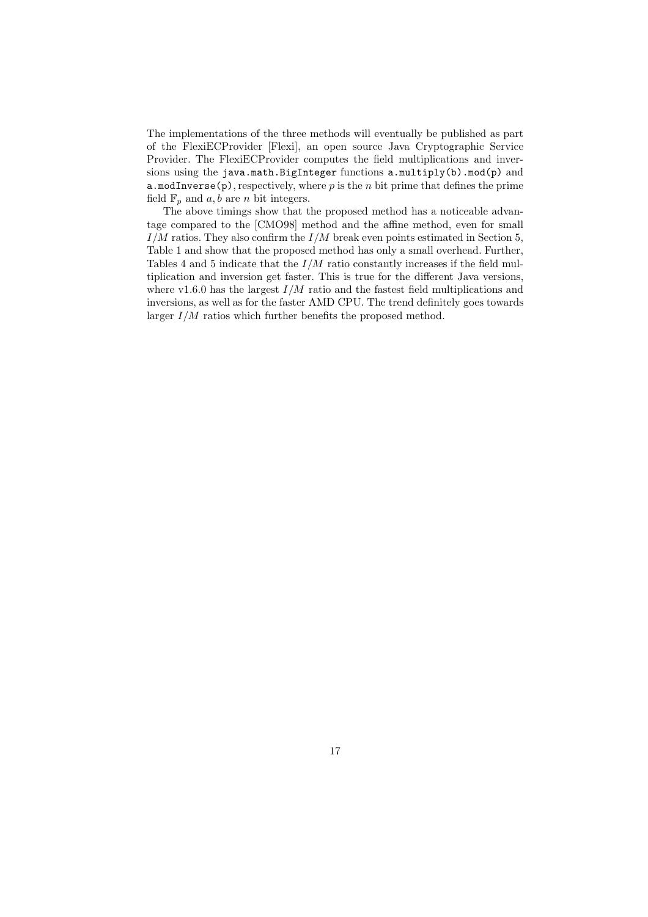The implementations of the three methods will eventually be published as part of the FlexiECProvider [Flexi], an open source Java Cryptographic Service Provider. The FlexiECProvider computes the field multiplications and inversions using the `java.math.BigInteger` functions `a.multiply(b).mod(p)` and `a.modInverse(p)`, respectively, where $p$ is the $n$ bit prime that defines the prime field $\mathbb{F}_p$ and $a, b$ are $n$ bit integers.

The above timings show that the proposed method has a noticeable advantage compared to the [CMO98] method and the affine method, even for small $I/M$ ratios. They also confirm the $I/M$ break even points estimated in Section 5, Table 1 and show that the proposed method has only a small overhead. Further, Tables 4 and 5 indicate that the $I/M$ ratio constantly increases if the field multiplication and inversion get faster. This is true for the different Java versions, where v1.6.0 has the largest $I/M$ ratio and the fastest field multiplications and inversions, as well as for the faster AMD CPU. The trend definitely goes towards larger $I/M$ ratios which further benefits the proposed method.